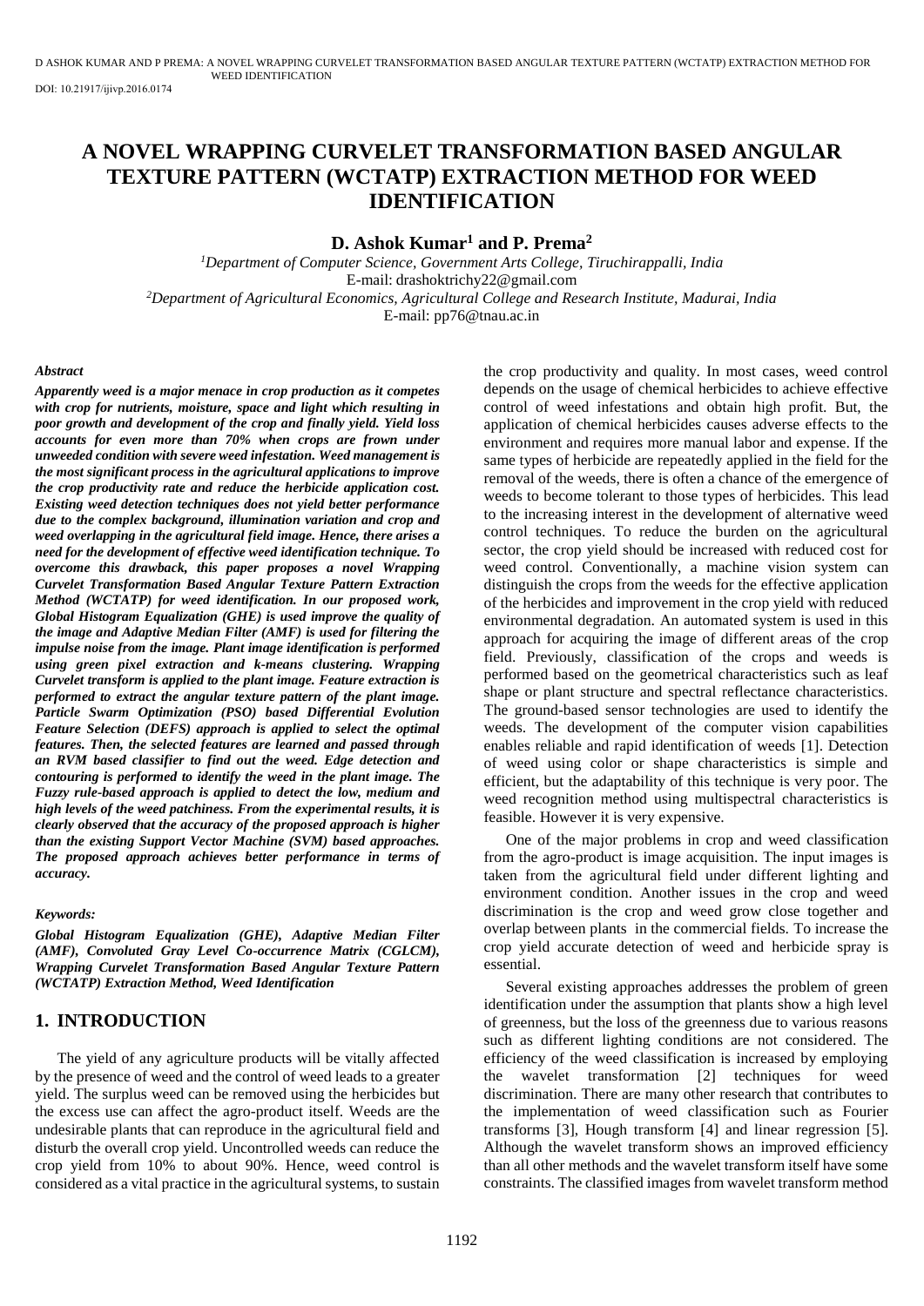# A NOVEL WRAPPING CURVELET TRANSFORMATION BASED ANGULAR TEXTURE PATTERN (WCTATP) EXTRACTION METHOD FOR WEED IDENTIFICATION

**D. Ashok Kumar[1] and P. Prema[2]**

[1]*Department of Computer Science, Government Arts College, Tiruchirappalli, India*
E-mail: drashoktrichy22@gmail.com
[2]*Department of Agricultural Economics, Agricultural College and Research Institute, Madurai, India*
E-mail: pp76@tnau.ac.in

***Abstract***

***Apparently weed is a major menace in crop production as it competes with crop for nutrients, moisture, space and light which resulting in poor growth and development of the crop and finally yield. Yield loss accounts for even more than 70% when crops are frown under unweeded condition with severe weed infestation. Weed management is the most significant process in the agricultural applications to improve the crop productivity rate and reduce the herbicide application cost. Existing weed detection techniques does not yield better performance due to the complex background, illumination variation and crop and weed overlapping in the agricultural field image. Hence, there arises a need for the development of effective weed identification technique. To overcome this drawback, this paper proposes a novel Wrapping Curvelet Transformation Based Angular Texture Pattern Extraction Method (WCTATP) for weed identification. In our proposed work, Global Histogram Equalization (GHE) is used improve the quality of the image and Adaptive Median Filter (AMF) is used for filtering the impulse noise from the image. Plant image identification is performed using green pixel extraction and k-means clustering. Wrapping Curvelet transform is applied to the plant image. Feature extraction is performed to extract the angular texture pattern of the plant image. Particle Swarm Optimization (PSO) based Differential Evolution Feature Selection (DEFS) approach is applied to select the optimal features. Then, the selected features are learned and passed through an RVM based classifier to find out the weed. Edge detection and contouring is performed to identify the weed in the plant image. The Fuzzy rule-based approach is applied to detect the low, medium and high levels of the weed patchiness. From the experimental results, it is clearly observed that the accuracy of the proposed approach is higher than the existing Support Vector Machine (SVM) based approaches. The proposed approach achieves better performance in terms of accuracy.***

***Keywords:***

***Global Histogram Equalization (GHE), Adaptive Median Filter (AMF), Convoluted Gray Level Co-occurrence Matrix (CGLCM), Wrapping Curvelet Transformation Based Angular Texture Pattern (WCTATP) Extraction Method, Weed Identification***

## 1. INTRODUCTION

The yield of any agriculture products will be vitally affected by the presence of weed and the control of weed leads to a greater yield. The surplus weed can be removed using the herbicides but the excess use can affect the agro-product itself. Weeds are the undesirable plants that can reproduce in the agricultural field and disturb the overall crop yield. Uncontrolled weeds can reduce the crop yield from 10% to about 90%. Hence, weed control is considered as a vital practice in the agricultural systems, to sustain the crop productivity and quality. In most cases, weed control depends on the usage of chemical herbicides to achieve effective control of weed infestations and obtain high profit. But, the application of chemical herbicides causes adverse effects to the environment and requires more manual labor and expense. If the same types of herbicide are repeatedly applied in the field for the removal of the weeds, there is often a chance of the emergence of weeds to become tolerant to those types of herbicides. This lead to the increasing interest in the development of alternative weed control techniques. To reduce the burden on the agricultural sector, the crop yield should be increased with reduced cost for weed control. Conventionally, a machine vision system can distinguish the crops from the weeds for the effective application of the herbicides and improvement in the crop yield with reduced environmental degradation. An automated system is used in this approach for acquiring the image of different areas of the crop field. Previously, classification of the crops and weeds is performed based on the geometrical characteristics such as leaf shape or plant structure and spectral reflectance characteristics. The ground-based sensor technologies are used to identify the weeds. The development of the computer vision capabilities enables reliable and rapid identification of weeds [1]. Detection of weed using color or shape characteristics is simple and efficient, but the adaptability of this technique is very poor. The weed recognition method using multispectral characteristics is feasible. However it is very expensive.

One of the major problems in crop and weed classification from the agro-product is image acquisition. The input images is taken from the agricultural field under different lighting and environment condition. Another issues in the crop and weed discrimination is the crop and weed grow close together and overlap between plants in the commercial fields. To increase the crop yield accurate detection of weed and herbicide spray is essential.

Several existing approaches addresses the problem of green identification under the assumption that plants show a high level of greenness, but the loss of the greenness due to various reasons such as different lighting conditions are not considered. The efficiency of the weed classification is increased by employing the wavelet transformation [2] techniques for weed discrimination. There are many other research that contributes to the implementation of weed classification such as Fourier transforms [3], Hough transform [4] and linear regression [5]. Although the wavelet transform shows an improved efficiency than all other methods and the wavelet transform itself have some constraints. The classified images from wavelet transform method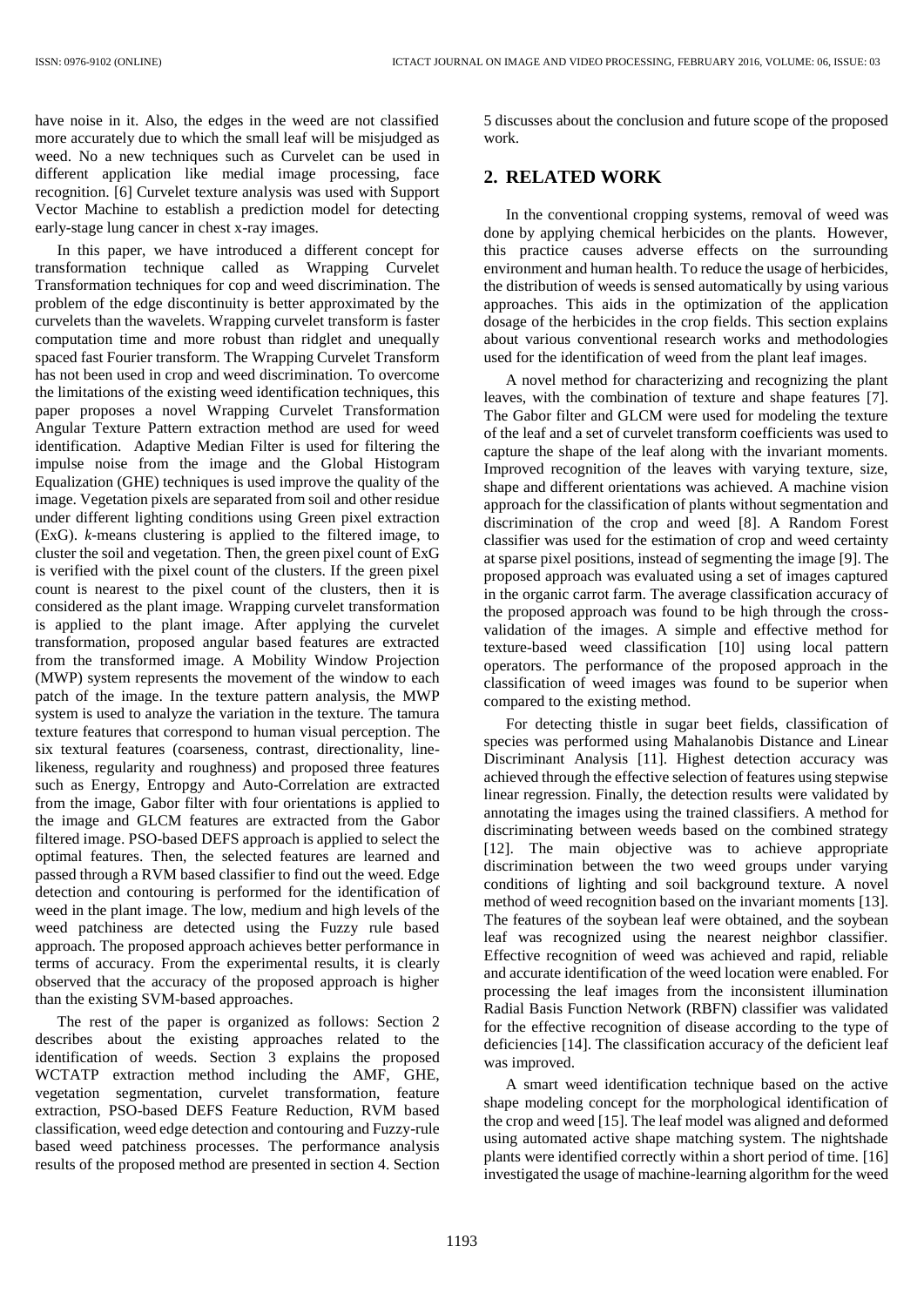have noise in it. Also, the edges in the weed are not classified more accurately due to which the small leaf will be misjudged as weed. No a new techniques such as Curvelet can be used in different application like medial image processing, face recognition. [6] Curvelet texture analysis was used with Support Vector Machine to establish a prediction model for detecting early-stage lung cancer in chest x-ray images.

In this paper, we have introduced a different concept for transformation technique called as Wrapping Curvelet Transformation techniques for cop and weed discrimination. The problem of the edge discontinuity is better approximated by the curvelets than the wavelets. Wrapping curvelet transform is faster computation time and more robust than ridglet and unequally spaced fast Fourier transform. The Wrapping Curvelet Transform has not been used in crop and weed discrimination. To overcome the limitations of the existing weed identification techniques, this paper proposes a novel Wrapping Curvelet Transformation Angular Texture Pattern extraction method are used for weed identification. Adaptive Median Filter is used for filtering the impulse noise from the image and the Global Histogram Equalization (GHE) techniques is used improve the quality of the image. Vegetation pixels are separated from soil and other residue under different lighting conditions using Green pixel extraction (ExG). *k*-means clustering is applied to the filtered image, to cluster the soil and vegetation. Then, the green pixel count of ExG is verified with the pixel count of the clusters. If the green pixel count is nearest to the pixel count of the clusters, then it is considered as the plant image. Wrapping curvelet transformation is applied to the plant image. After applying the curvelet transformation, proposed angular based features are extracted from the transformed image. A Mobility Window Projection (MWP) system represents the movement of the window to each patch of the image. In the texture pattern analysis, the MWP system is used to analyze the variation in the texture. The tamura texture features that correspond to human visual perception. The six textural features (coarseness, contrast, directionality, line-likeness, regularity and roughness) and proposed three features such as Energy, Entropgy and Auto-Correlation are extracted from the image, Gabor filter with four orientations is applied to the image and GLCM features are extracted from the Gabor filtered image. PSO-based DEFS approach is applied to select the optimal features. Then, the selected features are learned and passed through a RVM based classifier to find out the weed. Edge detection and contouring is performed for the identification of weed in the plant image. The low, medium and high levels of the weed patchiness are detected using the Fuzzy rule based approach. The proposed approach achieves better performance in terms of accuracy. From the experimental results, it is clearly observed that the accuracy of the proposed approach is higher than the existing SVM-based approaches.

The rest of the paper is organized as follows: Section 2 describes about the existing approaches related to the identification of weeds. Section 3 explains the proposed WCTATP extraction method including the AMF, GHE, vegetation segmentation, curvelet transformation, feature extraction, PSO-based DEFS Feature Reduction, RVM based classification, weed edge detection and contouring and Fuzzy-rule based weed patchiness processes. The performance analysis results of the proposed method are presented in section 4. Section 5 discusses about the conclusion and future scope of the proposed work.

## 2. RELATED WORK

In the conventional cropping systems, removal of weed was done by applying chemical herbicides on the plants. However, this practice causes adverse effects on the surrounding environment and human health. To reduce the usage of herbicides, the distribution of weeds is sensed automatically by using various approaches. This aids in the optimization of the application dosage of the herbicides in the crop fields. This section explains about various conventional research works and methodologies used for the identification of weed from the plant leaf images.

A novel method for characterizing and recognizing the plant leaves, with the combination of texture and shape features [7]. The Gabor filter and GLCM were used for modeling the texture of the leaf and a set of curvelet transform coefficients was used to capture the shape of the leaf along with the invariant moments. Improved recognition of the leaves with varying texture, size, shape and different orientations was achieved. A machine vision approach for the classification of plants without segmentation and discrimination of the crop and weed [8]. A Random Forest classifier was used for the estimation of crop and weed certainty at sparse pixel positions, instead of segmenting the image [9]. The proposed approach was evaluated using a set of images captured in the organic carrot farm. The average classification accuracy of the proposed approach was found to be high through the cross-validation of the images. A simple and effective method for texture-based weed classification [10] using local pattern operators. The performance of the proposed approach in the classification of weed images was found to be superior when compared to the existing method.

For detecting thistle in sugar beet fields, classification of species was performed using Mahalanobis Distance and Linear Discriminant Analysis [11]. Highest detection accuracy was achieved through the effective selection of features using stepwise linear regression. Finally, the detection results were validated by annotating the images using the trained classifiers. A method for discriminating between weeds based on the combined strategy [12]. The main objective was to achieve appropriate discrimination between the two weed groups under varying conditions of lighting and soil background texture. A novel method of weed recognition based on the invariant moments [13]. The features of the soybean leaf were obtained, and the soybean leaf was recognized using the nearest neighbor classifier. Effective recognition of weed was achieved and rapid, reliable and accurate identification of the weed location were enabled. For processing the leaf images from the inconsistent illumination Radial Basis Function Network (RBFN) classifier was validated for the effective recognition of disease according to the type of deficiencies [14]. The classification accuracy of the deficient leaf was improved.

A smart weed identification technique based on the active shape modeling concept for the morphological identification of the crop and weed [15]. The leaf model was aligned and deformed using automated active shape matching system. The nightshade plants were identified correctly within a short period of time. [16] investigated the usage of machine-learning algorithm for the weed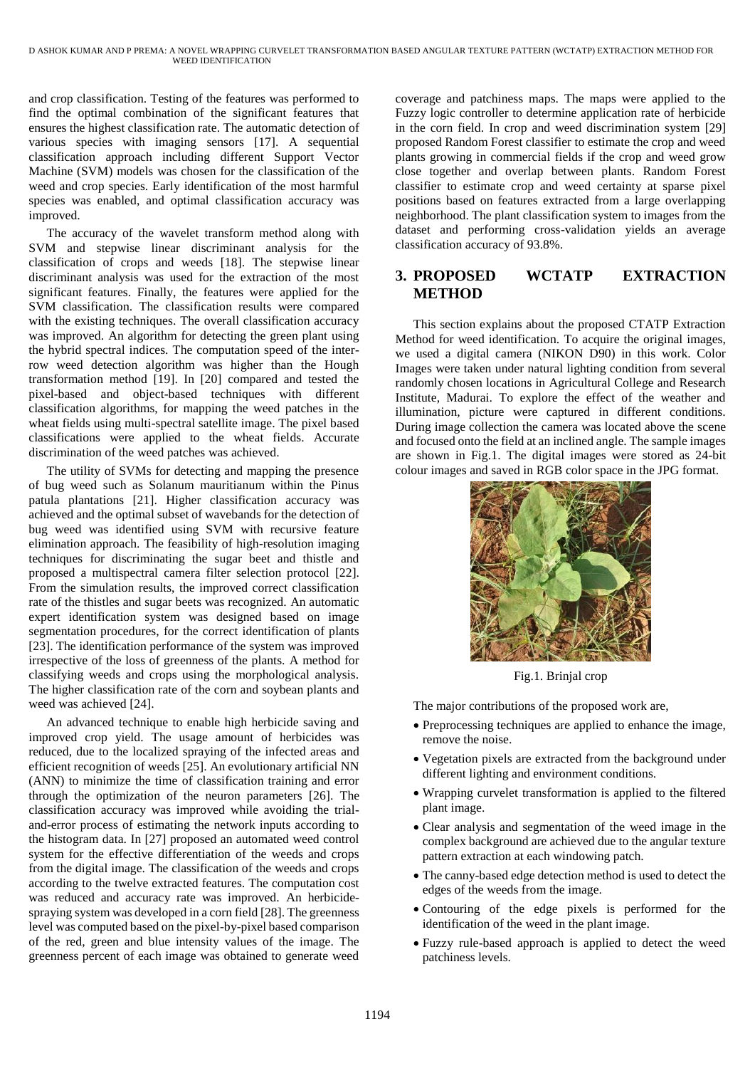and crop classification. Testing of the features was performed to find the optimal combination of the significant features that ensures the highest classification rate. The automatic detection of various species with imaging sensors [17]. A sequential classification approach including different Support Vector Machine (SVM) models was chosen for the classification of the weed and crop species. Early identification of the most harmful species was enabled, and optimal classification accuracy was improved.

The accuracy of the wavelet transform method along with SVM and stepwise linear discriminant analysis for the classification of crops and weeds [18]. The stepwise linear discriminant analysis was used for the extraction of the most significant features. Finally, the features were applied for the SVM classification. The classification results were compared with the existing techniques. The overall classification accuracy was improved. An algorithm for detecting the green plant using the hybrid spectral indices. The computation speed of the inter-row weed detection algorithm was higher than the Hough transformation method [19]. In [20] compared and tested the pixel-based and object-based techniques with different classification algorithms, for mapping the weed patches in the wheat fields using multi-spectral satellite image. The pixel based classifications were applied to the wheat fields. Accurate discrimination of the weed patches was achieved.

The utility of SVMs for detecting and mapping the presence of bug weed such as Solanum mauritianum within the Pinus patula plantations [21]. Higher classification accuracy was achieved and the optimal subset of wavebands for the detection of bug weed was identified using SVM with recursive feature elimination approach. The feasibility of high-resolution imaging techniques for discriminating the sugar beet and thistle and proposed a multispectral camera filter selection protocol [22]. From the simulation results, the improved correct classification rate of the thistles and sugar beets was recognized. An automatic expert identification system was designed based on image segmentation procedures, for the correct identification of plants [23]. The identification performance of the system was improved irrespective of the loss of greenness of the plants. A method for classifying weeds and crops using the morphological analysis. The higher classification rate of the corn and soybean plants and weed was achieved [24].

An advanced technique to enable high herbicide saving and improved crop yield. The usage amount of herbicides was reduced, due to the localized spraying of the infected areas and efficient recognition of weeds [25]. An evolutionary artificial NN (ANN) to minimize the time of classification training and error through the optimization of the neuron parameters [26]. The classification accuracy was improved while avoiding the trial-and-error process of estimating the network inputs according to the histogram data. In [27] proposed an automated weed control system for the effective differentiation of the weeds and crops from the digital image. The classification of the weeds and crops according to the twelve extracted features. The computation cost was reduced and accuracy rate was improved. An herbicide-spraying system was developed in a corn field [28]. The greenness level was computed based on the pixel-by-pixel based comparison of the red, green and blue intensity values of the image. The greenness percent of each image was obtained to generate weed coverage and patchiness maps. The maps were applied to the Fuzzy logic controller to determine application rate of herbicide in the corn field. In crop and weed discrimination system [29] proposed Random Forest classifier to estimate the crop and weed plants growing in commercial fields if the crop and weed grow close together and overlap between plants. Random Forest classifier to estimate crop and weed certainty at sparse pixel positions based on features extracted from a large overlapping neighborhood. The plant classification system to images from the dataset and performing cross-validation yields an average classification accuracy of 93.8%.

## 3. PROPOSED WCTATP EXTRACTION METHOD

This section explains about the proposed CTATP Extraction Method for weed identification. To acquire the original images, we used a digital camera (NIKON D90) in this work. Color Images were taken under natural lighting condition from several randomly chosen locations in Agricultural College and Research Institute, Madurai. To explore the effect of the weather and illumination, picture were captured in different conditions. During image collection the camera was located above the scene and focused onto the field at an inclined angle. The sample images are shown in Fig.1. The digital images were stored as 24-bit colour images and saved in RGB color space in the JPG format.

Fig.1. Brinjal crop

The major contributions of the proposed work are,

- Preprocessing techniques are applied to enhance the image, remove the noise.
- Vegetation pixels are extracted from the background under different lighting and environment conditions.
- Wrapping curvelet transformation is applied to the filtered plant image.
- Clear analysis and segmentation of the weed image in the complex background are achieved due to the angular texture pattern extraction at each windowing patch.
- The canny-based edge detection method is used to detect the edges of the weeds from the image.
- Contouring of the edge pixels is performed for the identification of the weed in the plant image.
- Fuzzy rule-based approach is applied to detect the weed patchiness levels.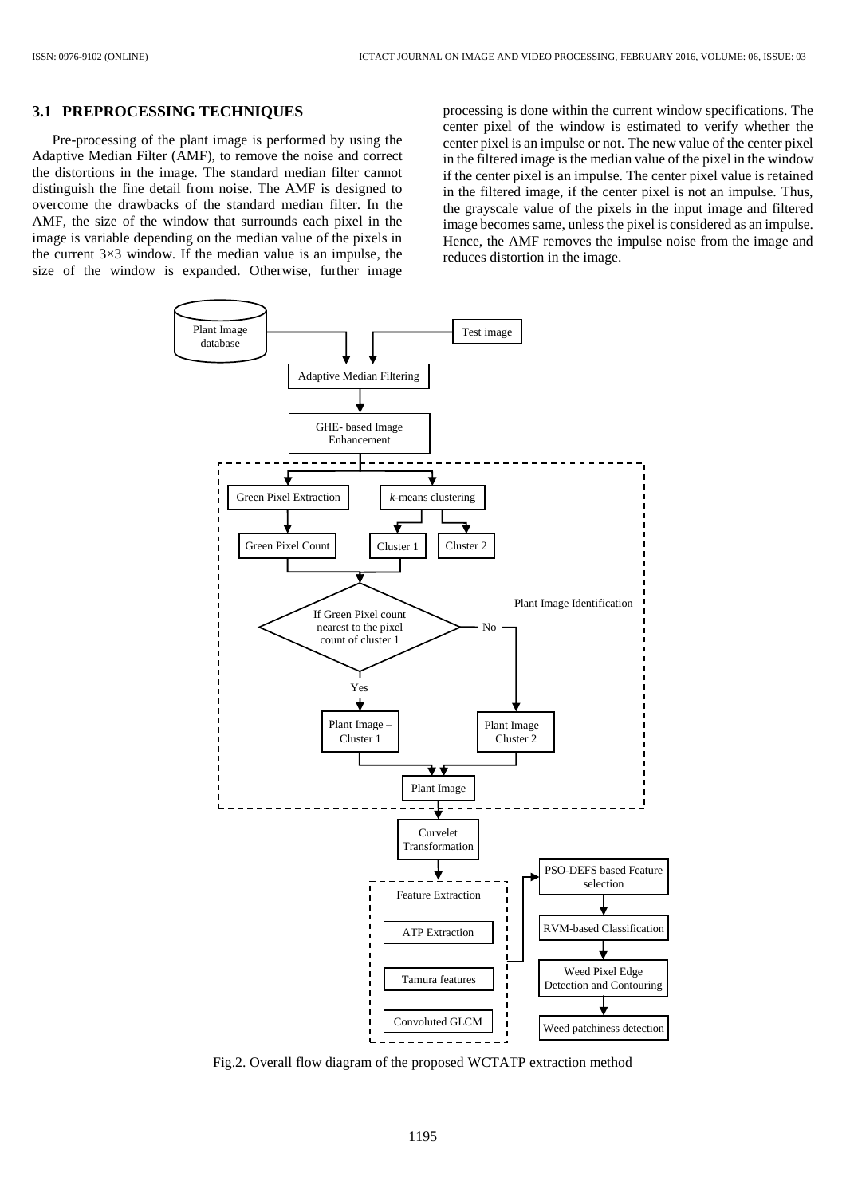### 3.1 PREPROCESSING TECHNIQUES

Pre-processing of the plant image is performed by using the Adaptive Median Filter (AMF), to remove the noise and correct the distortions in the image. The standard median filter cannot distinguish the fine detail from noise. The AMF is designed to overcome the drawbacks of the standard median filter. In the AMF, the size of the window that surrounds each pixel in the image is variable depending on the median value of the pixels in the current 3×3 window. If the median value is an impulse, the size of the window is expanded. Otherwise, further image processing is done within the current window specifications. The center pixel of the window is estimated to verify whether the center pixel is an impulse or not. The new value of the center pixel in the filtered image is the median value of the pixel in the window if the center pixel is an impulse. The center pixel value is retained in the filtered image, if the center pixel is not an impulse. Thus, the grayscale value of the pixels in the input image and filtered image becomes same, unless the pixel is considered as an impulse. Hence, the AMF removes the impulse noise from the image and reduces distortion in the image.

Fig.2. Overall flow diagram of the proposed WCTATP extraction method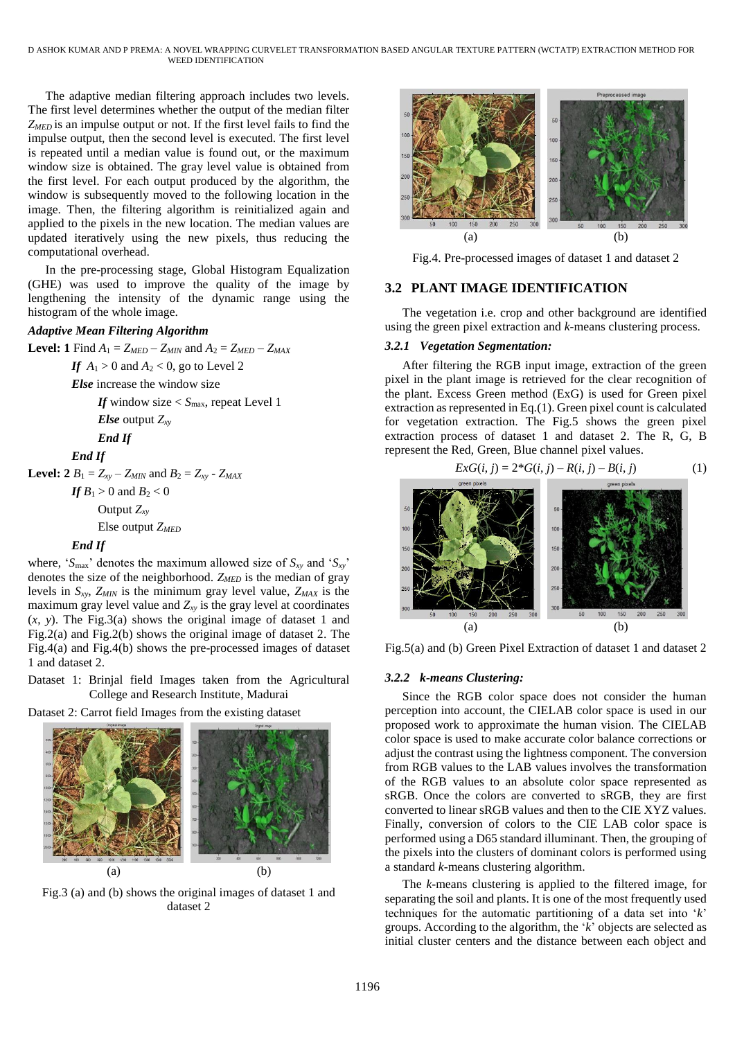The adaptive median filtering approach includes two levels. The first level determines whether the output of the median filter $Z_{MED}$ is an impulse output or not. If the first level fails to find the impulse output, then the second level is executed. The first level is repeated until a median value is found out, or the maximum window size is obtained. The gray level value is obtained from the first level. For each output produced by the algorithm, the window is subsequently moved to the following location in the image. Then, the filtering algorithm is reinitialized again and applied to the pixels in the new location. The median values are updated iteratively using the new pixels, thus reducing the computational overhead.

In the pre-processing stage, Global Histogram Equalization (GHE) was used to improve the quality of the image by lengthening the intensity of the dynamic range using the histogram of the whole image.

***Adaptive Mean Filtering Algorithm***

**Level: 1** Find $A_1 = Z_{MED} – Z_{MIN}$ and $A_2 = Z_{MED} – Z_{MAX}$

*If* $A_1 > 0$ and $A_2 < 0$, go to Level 2

*Else* increase the window size

*If* window size $< S_{max}$, repeat Level 1

*Else* output $Z_{xy}$

*End If*

*End If*

**Level: 2** $B_1 = Z_{xy} – Z_{MIN}$ and $B_2 = Z_{xy} - Z_{MAX}$

*If* $B_1 > 0$ and $B_2 < 0$

Output $Z_{xy}$

Else output $Z_{MED}$

*End If*

where, '$S_{max}$' denotes the maximum allowed size of $S_{xy}$ and '$S_{xy}$' denotes the size of the neighborhood. $Z_{MED}$ is the median of gray levels in $S_{xy}$, $Z_{MIN}$ is the minimum gray level value, $Z_{MAX}$ is the maximum gray level value and $Z_{xy}$ is the gray level at coordinates $(x, y)$. The Fig.3(a) shows the original image of dataset 1 and Fig.2(a) and Fig.2(b) shows the original image of dataset 2. The Fig.4(a) and Fig.4(b) shows the pre-processed images of dataset 1 and dataset 2.

Dataset 1: Brinjal field Images taken from the Agricultural College and Research Institute, Madurai

Dataset 2: Carrot field Images from the existing dataset

Fig.3 (a) and (b) shows the original images of dataset 1 and dataset 2

Fig.4. Pre-processed images of dataset 1 and dataset 2

## 3.2 PLANT IMAGE IDENTIFICATION

The vegetation i.e. crop and other background are identified using the green pixel extraction and *k*-means clustering process.

### *3.2.1 Vegetation Segmentation:*

After filtering the RGB input image, extraction of the green pixel in the plant image is retrieved for the clear recognition of the plant. Excess Green method (ExG) is used for Green pixel extraction as represented in Eq.(1). Green pixel count is calculated for vegetation extraction. The Fig.5 shows the green pixel extraction process of dataset 1 and dataset 2. The R, G, B represent the Red, Green, Blue channel pixel values.

$$ExG(i, j) = 2*G(i, j) – R(i, j) – B(i, j) \tag{1}$$

Fig.5(a) and (b) Green Pixel Extraction of dataset 1 and dataset 2

### *3.2.2 k-means Clustering:*

Since the RGB color space does not consider the human perception into account, the CIELAB color space is used in our proposed work to approximate the human vision. The CIELAB color space is used to make accurate color balance corrections or adjust the contrast using the lightness component. The conversion from RGB values to the LAB values involves the transformation of the RGB values to an absolute color space represented as sRGB. Once the colors are converted to sRGB, they are first converted to linear sRGB values and then to the CIE XYZ values. Finally, conversion of colors to the CIE LAB color space is performed using a D65 standard illuminant. Then, the grouping of the pixels into the clusters of dominant colors is performed using a standard *k*-means clustering algorithm.

The *k*-means clustering is applied to the filtered image, for separating the soil and plants. It is one of the most frequently used techniques for the automatic partitioning of a data set into '*k*' groups. According to the algorithm, the '*k*' objects are selected as initial cluster centers and the distance between each object and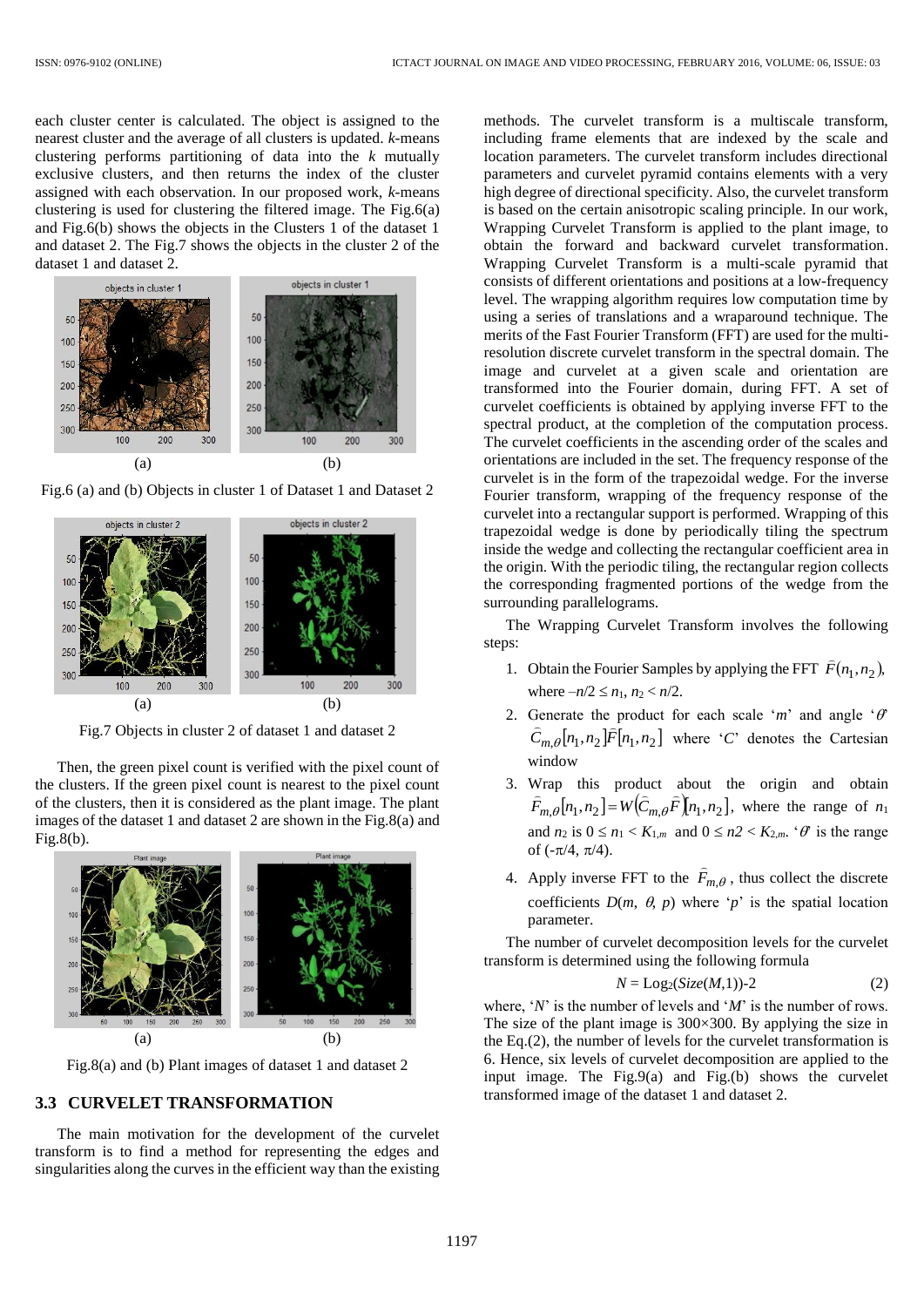each cluster center is calculated. The object is assigned to the nearest cluster and the average of all clusters is updated. *k*-means clustering performs partitioning of data into the *k* mutually exclusive clusters, and then returns the index of the cluster assigned with each observation. In our proposed work, *k*-means clustering is used for clustering the filtered image. The Fig.6(a) and Fig.6(b) shows the objects in the Clusters 1 of the dataset 1 and dataset 2. The Fig.7 shows the objects in the cluster 2 of the dataset 1 and dataset 2.

Fig.6 (a) and (b) Objects in cluster 1 of Dataset 1 and Dataset 2

Fig.7 Objects in cluster 2 of dataset 1 and dataset 2

Then, the green pixel count is verified with the pixel count of each cluster. If the green pixel count is nearest to the pixel count of the clusters, then it is considered as the plant image. The plant images of the dataset 1 and dataset 2 are shown in the Fig.8(a) and Fig.8(b).

Fig.8(a) and (b) Plant images of dataset 1 and dataset 2

### 3.3 CURVELET TRANSFORMATION

The main motivation for the development of the curvelet transform is to find a method for representing the edges and singularities along the curves in the efficient way than the existing methods. The curvelet transform is a multiscale transform, including frame elements that are indexed by the scale and location parameters. The curvelet transform includes directional parameters and curvelet pyramid contains elements with a very high degree of directional specificity. Also, the curvelet transform is based on the certain anisotropic scaling principle. In our work, Wrapping Curvelet Transform is applied to the plant image, to obtain the forward and backward curvelet transformation. Wrapping Curvelet Transform is a multi-scale pyramid that consists of different orientations and positions at a low-frequency level. The wrapping algorithm requires low computation time by using a series of translations and a wraparound technique. The merits of the Fast Fourier Transform (FFT) are used for the multi-resolution discrete curvelet transform in the spectral domain. The image and curvelet at a given scale and orientation are transformed into the Fourier domain, during FFT. A set of curvelet coefficients is obtained by applying inverse FFT to the spectral product, at the completion of the computation process. The curvelet coefficients in the ascending order of the scales and orientations are included in the set. The frequency response of the curvelet is in the form of the trapezoidal wedge. For the inverse Fourier transform, wrapping of the frequency response of the curvelet into a rectangular support is performed. Wrapping of this trapezoidal wedge is done by periodically tiling the spectrum inside the wedge and collecting the rectangular coefficient area in the origin. With the periodic tiling, the rectangular region collects the corresponding fragmented portions of the wedge from the surrounding parallelograms.

The Wrapping Curvelet Transform involves the following steps:

1. Obtain the Fourier Samples by applying the FFT $\hat{F}(n_1, n_2)$, where $-n/2 \leq n_1, n_2 < n/2$.
2. Generate the product for each scale '$m$' and angle '$\theta$' $\hat{C}_{m,\theta}[n_1, n_2]\hat{F}[n_1, n_2]$ where '$C$' denotes the Cartesian window
3. Wrap this product about the origin and obtain $\tilde{F}_{m,\theta}[n_1, n_2] = W(\hat{C}_{m,\theta}\hat{F})[n_1, n_2]$, where the range of $n_1$ and $n_2$ is $0 \leq n_1 < K_{1,m}$ and $0 \leq n2 < K_{2,m}$. '$\theta$' is the range of $(-\pi/4, \pi/4)$.
4. Apply inverse FFT to the $\tilde{F}_{m,\theta}$, thus collect the discrete coefficients $D(m, \theta, p)$ where '$p$' is the spatial location parameter.

The number of curvelet decomposition levels for the curvelet transform is determined using the following formula

$$N = \text{Log}_2(Size(M,1))\text{-}2 \tag{2}$$

where, '$N$' is the number of levels and '$M$' is the number of rows. The size of the plant image is 300×300. By applying the size in the Eq.(2), the number of levels for the curvelet transformation is 6. Hence, six levels of curvelet decomposition are applied to the input image. The Fig.9(a) and Fig.(b) shows the curvelet transformed image of the dataset 1 and dataset 2.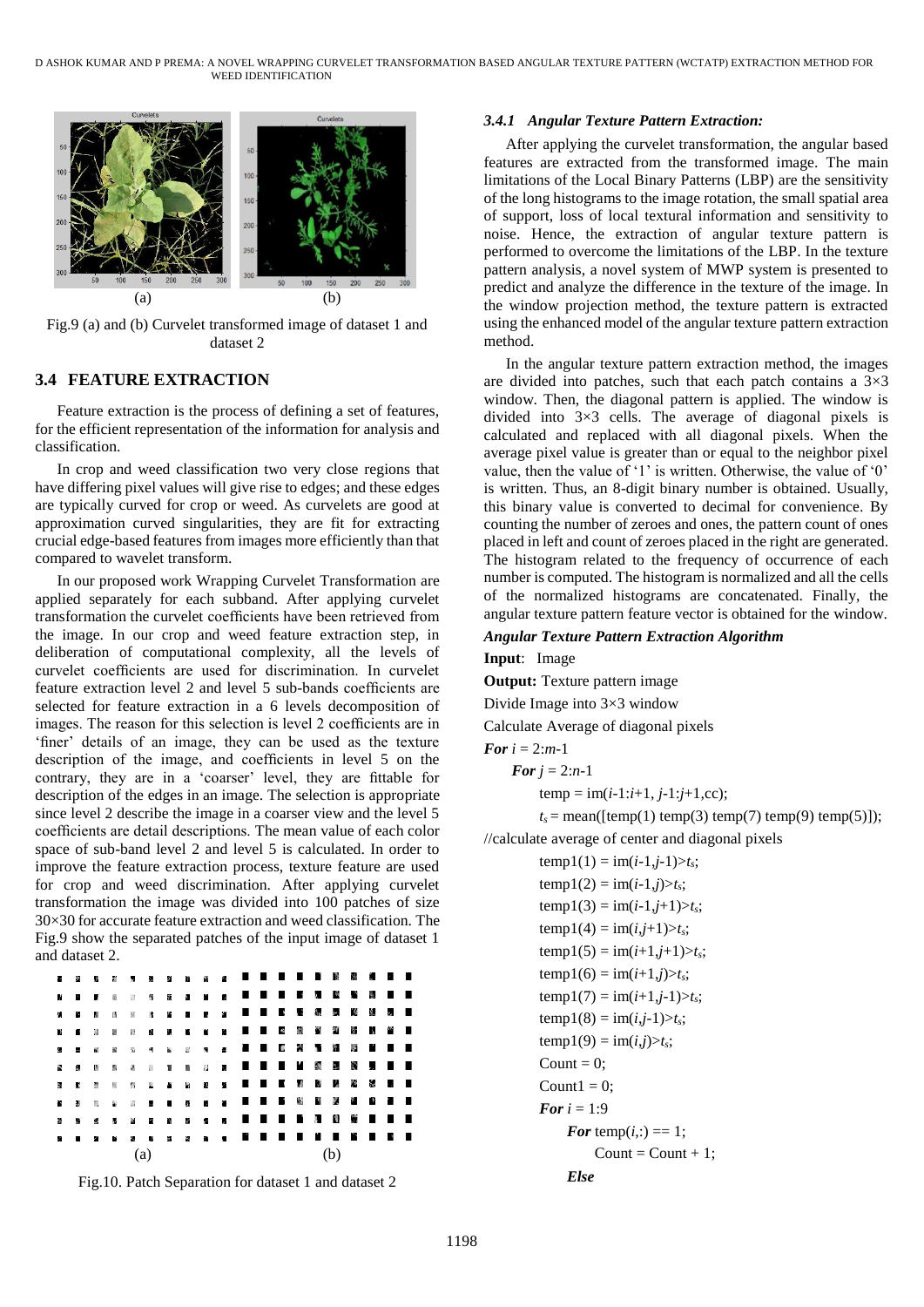(a) (b)

Fig.9 (a) and (b) Curvelet transformed image of dataset 1 and dataset 2

### 3.4 FEATURE EXTRACTION

Feature extraction is the process of defining a set of features, for the efficient representation of the information for analysis and classification.

In crop and weed classification two very close regions that have differing pixel values will give rise to edges; and these edges are typically curved for crop or weed. As curvelets are good at approximation curved singularities, they are fit for extracting crucial edge-based features from images more efficiently than that compared to wavelet transform.

In our proposed work Wrapping Curvelet Transformation are applied separately for each subband. After applying curvelet transformation the curvelet coefficients have been retrieved from the image. In our crop and weed feature extraction step, in deliberation of computational complexity, all the levels of curvelet coefficients are used for discrimination. In curvelet feature extraction level 2 and level 5 sub-bands coefficients are selected for feature extraction in a 6 levels decomposition of images. The reason for this selection is level 2 coefficients are in 'finer' details of an image, they can be used as the texture description of the image, and coefficients in level 5 on the contrary, they are in a 'coarser' level, they are fittable for description of the edges in an image. The selection is appropriate since level 2 describe the image in a coarser view and the level 5 coefficients are detail descriptions. The mean value of each color space of sub-band level 2 and level 5 is calculated. In order to improve the feature extraction process, texture feature are used for crop and weed discrimination. After applying curvelet transformation the image was divided into 100 patches of size 30×30 for accurate feature extraction and weed classification. The Fig.9 show the separated patches of the input image of dataset 1 and dataset 2.

(a) (b)

Fig.10. Patch Separation for dataset 1 and dataset 2

#### *3.4.1 Angular Texture Pattern Extraction:*

After applying the curvelet transformation, the angular based features are extracted from the transformed image. The main limitations of the Local Binary Patterns (LBP) are the sensitivity of the long histograms to the image rotation, the small spatial area of support, loss of local textural information and sensitivity to noise. Hence, the extraction of angular texture pattern is performed to overcome the limitations of the LBP. In the texture pattern analysis, a novel system of MWP system is presented to predict and analyze the difference in the texture of the image. In the window projection method, the texture pattern is extracted using the enhanced model of the angular texture pattern extraction method.

In the angular texture pattern extraction method, the images are divided into patches, such that each patch contains a 3×3 window. Then, the diagonal pattern is applied. The window is divided into 3×3 cells. The average of diagonal pixels is calculated and replaced with all diagonal pixels. When the average pixel value is greater than or equal to the neighbor pixel value, then the value of '1' is written. Otherwise, the value of '0' is written. Thus, an 8-digit binary number is obtained. Usually, this binary value is converted to decimal for convenience. By counting the number of zeroes and ones, the pattern count of ones placed in left and count of zeroes placed in the right are generated. The histogram related to the frequency of occurrence of each number is computed. The histogram is normalized and all the cells of the normalized histograms are concatenated. Finally, the angular texture pattern feature vector is obtained for the window.

***Angular Texture Pattern Extraction Algorithm***

**Input**: Image

**Output:** Texture pattern image

Divide Image into 3×3 window

Calculate Average of diagonal pixels

***For*** $i = 2{:}m-1$

  ***For*** $j = 2{:}n-1$

    temp = im($i$-1:$i$+1, $j$-1:$j$+1,cc);

    $t_s$ = mean([temp(1) temp(3) temp(7) temp(9) temp(5)]);

//calculate average of center and diagonal pixels

    temp1(1) = im($i$-1,$j$-1)>$t_s$;

    temp1(2) = im($i$-1,$j$)>$t_s$;

    temp1(3) = im($i$-1,$j$+1)>$t_s$;

    temp1(4) = im($i$,$j$+1)>$t_s$;

    temp1(5) = im($i$+1,$j$+1)>$t_s$;

    temp1(6) = im($i$+1,$j$)>$t_s$;

    temp1(7) = im($i$+1,$j$-1)>$t_s$;

    temp1(8) = im($i$,$j$-1)>$t_s$;

    temp1(9) = im($i$,$j$)>$t_s$;

    Count = 0;

    Count1 = 0;

    ***For*** $i$ = 1:9

      ***For*** temp($i$,:) == 1;

        Count = Count + 1;

      ***Else***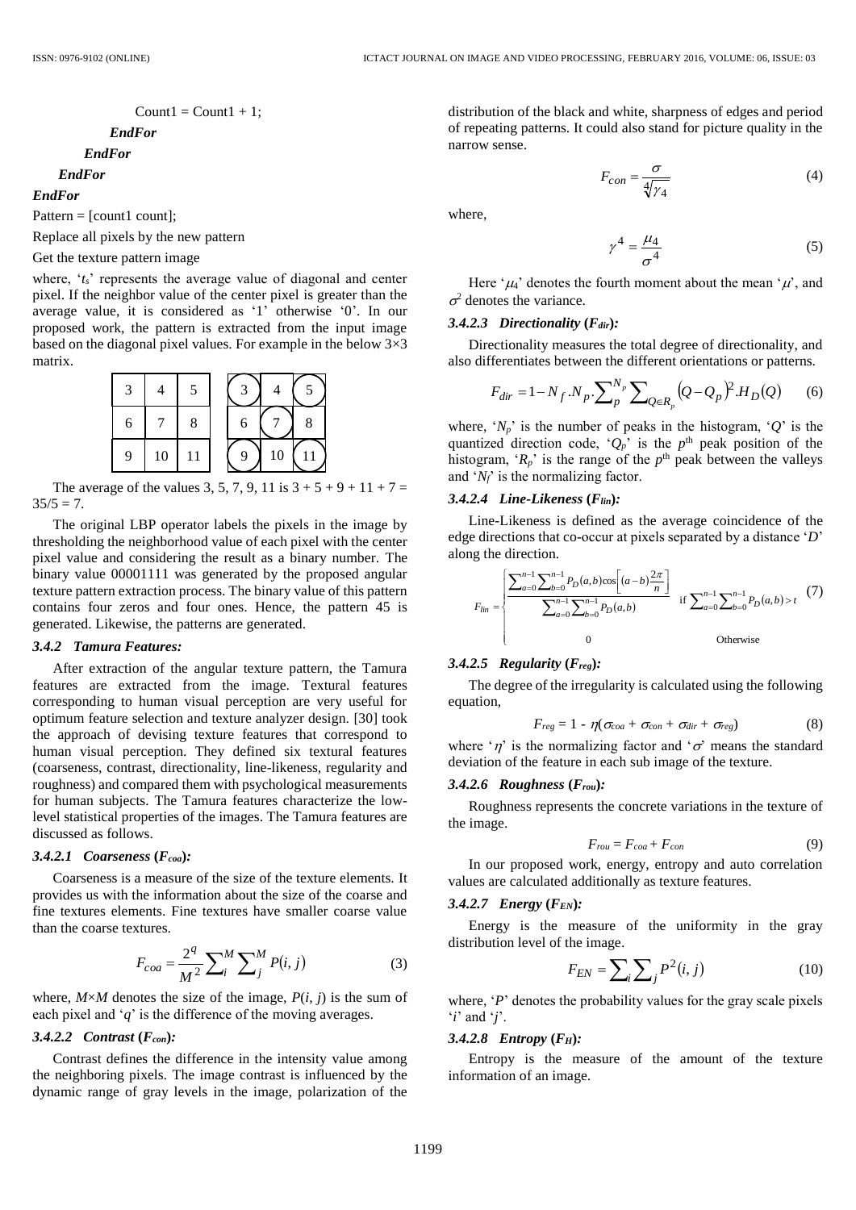```
            Count1 = Count1 + 1;
         EndFor
      EndFor
   EndFor
EndFor
Pattern = [count1 count];
Replace all pixels by the new pattern
Get the texture pattern image
```

where, '$t_s$' represents the average value of diagonal and center pixel. If the neighbor value of the center pixel is greater than the average value, it is considered as '1' otherwise '0'. In our proposed work, the pattern is extracted from the input image based on the diagonal pixel values. For example in the below 3×3 matrix.

| 3 | 4 | 5 |
|---|---|---|
| 6 | 7 | 8 |
| 9 | 10 | 11 |

| (3) | 4 | (5) |
|---|---|---|
| 6 | (7) | 8 |
| (9) | 10 | (11) |

The average of the values 3, 5, 7, 9, 11 is 3 + 5 + 9 + 11 + 7 = 35/5 = 7.

The original LBP operator labels the pixels in the image by thresholding the neighborhood value of each pixel with the center pixel value and considering the result as a binary number. The binary value 00001111 was generated by the proposed angular texture pattern extraction process. The binary value of this pattern contains four zeros and four ones. Hence, the pattern 45 is generated. Likewise, the patterns are generated.

### *3.4.2 Tamura Features:*

After extraction of the angular texture pattern, the Tamura features are extracted from the image. Textural features corresponding to human visual perception are very useful for optimum feature selection and texture analyzer design. [30] took the approach of devising texture features that correspond to human visual perception. They defined six textural features (coarseness, contrast, directionality, line-likeness, regularity and roughness) and compared them with psychological measurements for human subjects. The Tamura features characterize the low-level statistical properties of the images. The Tamura features are discussed as follows.

#### *3.4.2.1 Coarseness ($F_{coa}$):*

Coarseness is a measure of the size of the texture elements. It provides us with the information about the size of the coarse and fine textures elements. Fine textures have smaller coarse value than the coarse textures.

$$F_{coa} = \frac{2^q}{M^2}\sum_i^M \sum_j^M P(i,j) \tag{3}$$

where, $M \times M$ denotes the size of the image, $P(i, j)$ is the sum of each pixel and '$q$' is the difference of the moving averages.

#### *3.4.2.2 Contrast ($F_{con}$):*

Contrast defines the difference in the intensity value among the neighboring pixels. The image contrast is influenced by the dynamic range of gray levels in the image, polarization of the distribution of the black and white, sharpness of edges and period of repeating patterns. It could also stand for picture quality in the narrow sense.

$$F_{con} = \frac{\sigma}{\sqrt[4]{\gamma_4}} \tag{4}$$

where,

$$\gamma^4 = \frac{\mu_4}{\sigma^4} \tag{5}$$

Here '$\mu_4$' denotes the fourth moment about the mean '$\mu$', and $\sigma^2$ denotes the variance.

#### *3.4.2.3 Directionality ($F_{dir}$):*

Directionality measures the total degree of directionality, and also differentiates between the different orientations or patterns.

$$F_{dir} = 1 - N_f . N_p . \sum_p^{N_p} \sum_{Q \in R_p} \left(Q - Q_p\right)^2 . H_D(Q) \tag{6}$$

where, '$N_p$' is the number of peaks in the histogram, '$Q$' is the quantized direction code, '$Q_p$' is the $p^{th}$ peak position of the histogram, '$R_p$' is the range of the $p^{th}$ peak between the valleys and '$N_f$' is the normalizing factor.

#### *3.4.2.4 Line-Likeness ($F_{lin}$):*

Line-Likeness is defined as the average coincidence of the edge directions that co-occur at pixels separated by a distance '$D$' along the direction.

$$F_{lin} = \begin{cases} \dfrac{\sum_{a=0}^{n-1}\sum_{b=0}^{n-1} P_D(a,b)\cos\left[(a-b)\frac{2\pi}{n}\right]}{\sum_{a=0}^{n-1}\sum_{b=0}^{n-1} P_D(a,b)} & \text{if } \sum_{a=0}^{n-1}\sum_{b=0}^{n-1} P_D(a,b) > t \\ 0 & \text{Otherwise} \end{cases} \tag{7}$$

#### *3.4.2.5 Regularity ($F_{reg}$):*

The degree of the irregularity is calculated using the following equation,

$$F_{reg} = 1 - \eta(\sigma_{coa} + \sigma_{con} + \sigma_{dir} + \sigma_{reg}) \tag{8}$$

where '$\eta$' is the normalizing factor and '$\sigma$' means the standard deviation of the feature in each sub image of the texture.

#### *3.4.2.6 Roughness ($F_{rou}$):*

Roughness represents the concrete variations in the texture of the image.

$$F_{rou} = F_{coa} + F_{con} \tag{9}$$

In our proposed work, energy, entropy and auto correlation values are calculated additionally as texture features.

#### *3.4.2.7 Energy ($F_{EN}$):*

Energy is the measure of the uniformity in the gray distribution level of the image.

$$F_{EN} = \sum_i \sum_j P^2(i,j) \tag{10}$$

where, '$P$' denotes the probability values for the gray scale pixels '$i$' and '$j$'.

#### *3.4.2.8 Entropy ($F_H$):*

Entropy is the measure of the amount of the texture information of an image.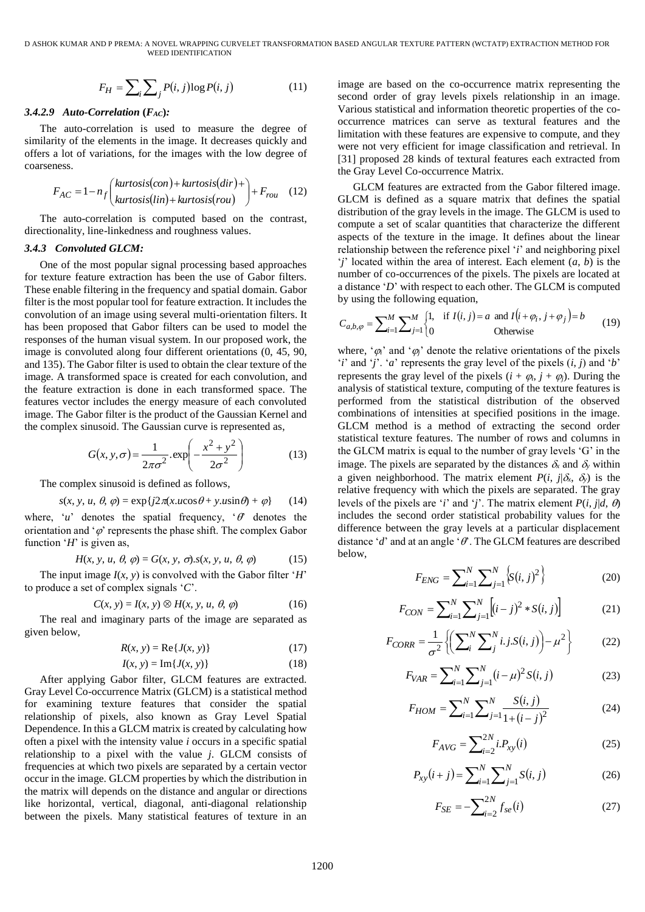$$F_H = \sum_i \sum_j P(i,j) \log P(i,j) \tag{11}$$

#### 3.4.2.9 Auto-Correlation ($F_{AC}$):

The auto-correlation is used to measure the degree of similarity of the elements in the image. It decreases quickly and offers a lot of variations, for the images with the low degree of coarseness.

$$F_{AC} = 1 - n_f \begin{pmatrix} kurtosis(con) + kurtosis(dir) + \\ kurtosis(lin) + kurtosis(rou) \end{pmatrix} + F_{rou} \tag{12}$$

The auto-correlation is computed based on the contrast, directionality, line-linkedness and roughness values.

### 3.4.3 Convoluted GLCM:

One of the most popular signal processing based approaches for texture feature extraction has been the use of Gabor filters. These enable filtering in the frequency and spatial domain. Gabor filter is the most popular tool for feature extraction. It includes the convolution of an image using several multi-orientation filters. It has been proposed that Gabor filters can be used to model the responses of the human visual system. In our proposed work, the image is convoluted along four different orientations (0, 45, 90, and 135). The Gabor filter is used to obtain the clear texture of the image. A transformed space is created for each convolution, and the feature extraction is done in each transformed space. The features vector includes the energy measure of each convoluted image. The Gabor filter is the product of the Gaussian Kernel and the complex sinusoid. The Gaussian curve is represented as,

$$G(x, y, \sigma) = \frac{1}{2\pi\sigma^2} . \exp\left(-\frac{x^2 + y^2}{2\sigma^2}\right) \tag{13}$$

The complex sinusoid is defined as follows,

$$s(x, y, u, \theta, \varphi) = \exp\{j2\pi(x.u\cos\theta + y.u\sin\theta) + \varphi\} \tag{14}$$

where, '$u$' denotes the spatial frequency, '$\theta$' denotes the orientation and '$\varphi$' represents the phase shift. The complex Gabor function '$H$' is given as,

$$H(x, y, u, \theta, \varphi) = G(x, y, \sigma).s(x, y, u, \theta, \varphi) \tag{15}$$

The input image $I(x, y)$ is convolved with the Gabor filter '$H$' to produce a set of complex signals '$C$'.

$$C(x, y) = I(x, y) \otimes H(x, y, u, \theta, \varphi) \tag{16}$$

The real and imaginary parts of the image are separated as given below,

$$R(x, y) = \mathrm{Re}\{J(x, y)\} \tag{17}$$

$$I(x, y) = \mathrm{Im}\{J(x, y)\} \tag{18}$$

After applying Gabor filter, GLCM features are extracted. Gray Level Co-occurrence Matrix (GLCM) is a statistical method for examining texture features that consider the spatial relationship of pixels, also known as Gray Level Spatial Dependence. In this a GLCM matrix is created by calculating how often a pixel with the intensity value $i$ occurs in a specific spatial relationship to a pixel with the value $j$. GLCM consists of frequencies at which two pixels are separated by a certain vector occur in the image. GLCM properties by which the distribution in the matrix will depends on the distance and angular or directions like horizontal, vertical, diagonal, anti-diagonal relationship between the pixels. Many statistical features of texture in an image are based on the co-occurrence matrix representing the second order of gray levels pixels relationship in an image. Various statistical and information theoretic properties of the co-occurrence matrices can serve as textural features and the limitation with these features are expensive to compute, and they were not very efficient for image classification and retrieval. In [31] proposed 28 kinds of textural features each extracted from the Gray Level Co-occurrence Matrix.

GLCM features are extracted from the Gabor filtered image. GLCM is defined as a square matrix that defines the spatial distribution of the gray levels in the image. The GLCM is used to compute a set of scalar quantities that characterize the different aspects of the texture in the image. It defines about the linear relationship between the reference pixel '$i$' and neighboring pixel '$j$' located within the area of interest. Each element ($a$, $b$) is the number of co-occurrences of the pixels. The pixels are located at a distance '$D$' with respect to each other. The GLCM is computed by using the following equation,

$$C_{a,b,\varphi} = \sum_{i=1}^{M} \sum_{j=1}^{M} \begin{cases} 1, & \text{if } I(i,j) = a \text{ and } I(i + \varphi_i, j + \varphi_j) = b \\ 0 & \text{Otherwise} \end{cases} \tag{19}$$

where, '$\varphi_i$' and '$\varphi_j$' denote the relative orientations of the pixels '$i$' and '$j$'. '$a$' represents the gray level of the pixels ($i$, $j$) and '$b$' represents the gray level of the pixels ($i + \varphi_i$, $j + \varphi_j$). During the analysis of statistical texture, computing of the texture features is performed from the statistical distribution of the observed combinations of intensities at specified positions in the image. GLCM method is a method of extracting the second order statistical texture features. The number of rows and columns in the GLCM matrix is equal to the number of gray levels '$G$' in the image. The pixels are separated by the distances $\delta_x$ and $\delta_y$ within a given neighborhood. The matrix element $P(i, j|\delta_x, \delta_y)$ is the relative frequency with which the pixels are separated. The gray levels of the pixels are '$i$' and '$j$'. The matrix element $P(i, j|d, \theta)$ includes the second order statistical probability values for the difference between the gray levels at a particular displacement distance '$d$' and at an angle '$\theta$'. The GLCM features are described below,

$$F_{ENG} = \sum_{i=1}^{N} \sum_{j=1}^{N} \left\{ S(i,j)^2 \right\} \tag{20}$$

$$F_{CON} = \sum_{i=1}^{N} \sum_{j=1}^{N} \left[ (i-j)^2 * S(i,j) \right] \tag{21}$$

$$F_{CORR} = \frac{1}{\sigma^2} \left\{ \left( \sum_i^N \sum_j^N i.j.S(i,j) \right) - \mu^2 \right\} \tag{22}$$

$$F_{VAR} = \sum_{i=1}^{N} \sum_{j=1}^{N} (i-\mu)^2 S(i,j) \tag{23}$$

$$F_{HOM} = \sum_{i=1}^{N} \sum_{j=1}^{N} \frac{S(i,j)}{1 + (i-j)^2} \tag{24}$$

$$F_{AVG} = \sum_{i=2}^{2N} i.P_{xy}(i) \tag{25}$$

$$P_{xy}(i+j) = \sum_{i=1}^{N} \sum_{j=1}^{N} S(i,j) \tag{26}$$

$$F_{SE} = -\sum_{i=2}^{2N} f_{se}(i) \tag{27}$$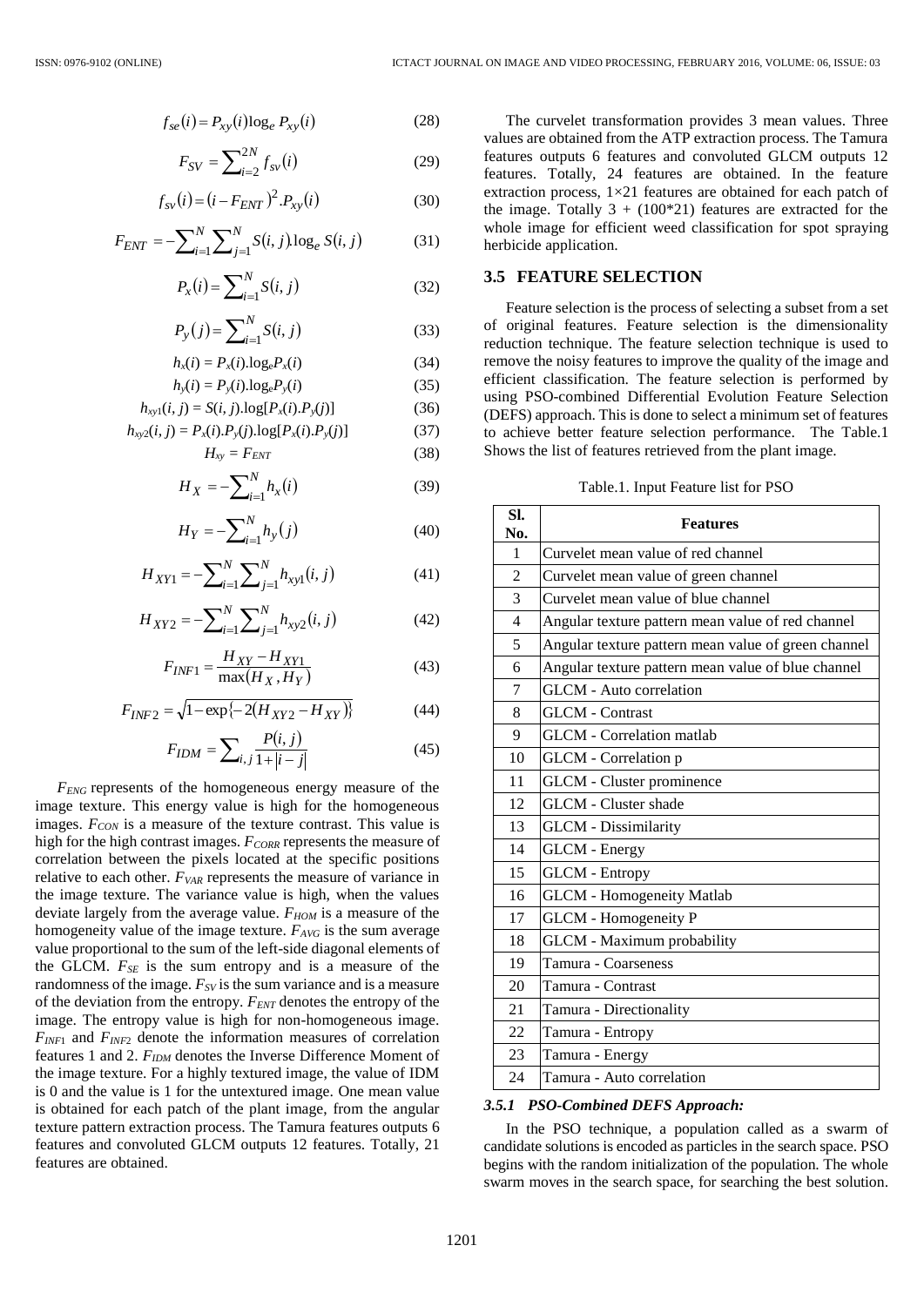$$f_{se}(i) = P_{xy}(i)\log_e P_{xy}(i) \tag{28}$$

$$F_{SV} = \sum_{i=2}^{2N} f_{sv}(i) \tag{29}$$

$$f_{sv}(i) = (i - F_{ENT})^2 . P_{xy}(i) \tag{30}$$

$$F_{ENT} = -\sum_{i=1}^{N}\sum_{j=1}^{N} S(i,j).\log_e S(i,j) \tag{31}$$

$$P_x(i) = \sum_{i=1}^{N} S(i,j) \tag{32}$$

$$P_y(j) = \sum_{i=1}^{N} S(i,j) \tag{33}$$

$$h_x(i) = P_x(i).\log_e P_x(i) \tag{34}$$

$$h_y(i) = P_y(i).\log_e P_y(i) \tag{35}$$

$$h_{xy1}(i,j) = S(i,j).\log[P_x(i).P_y(j)] \tag{36}$$

$$h_{xy2}(i,j) = P_x(i).P_y(j).\log[P_x(i).P_y(j)] \tag{37}$$

$$H_{xy} = F_{ENT} \tag{38}$$

$$H_X = -\sum_{i=1}^{N} h_x(i) \tag{39}$$

$$H_Y = -\sum_{i=1}^{N} h_y(j) \tag{40}$$

$$H_{XY1} = -\sum_{i=1}^{N}\sum_{j=1}^{N} h_{xy1}(i,j) \tag{41}$$

$$H_{XY2} = -\sum_{i=1}^{N}\sum_{j=1}^{N} h_{xy2}(i,j) \tag{42}$$

$$F_{INF1} = \frac{H_{XY} - H_{XY1}}{\max(H_X, H_Y)} \tag{43}$$

$$F_{INF2} = \sqrt{1 - \exp\{-2(H_{XY2} - H_{XY})\}} \tag{44}$$

$$F_{IDM} = \sum_{i,j} \frac{P(i,j)}{1 + |i-j|} \tag{45}$$

$F_{ENG}$ represents of the homogeneous energy measure of the image texture. This energy value is high for the homogeneous images. $F_{CON}$ is a measure of the texture contrast. This value is high for the high contrast images. $F_{CORR}$ represents the measure of correlation between the pixels located at the specific positions relative to each other. $F_{VAR}$ represents the measure of variance in the image texture. The variance value is high, when the values deviate largely from the average value. $F_{HOM}$ is a measure of the homogeneity value of the image texture. $F_{AVG}$ is the sum average value proportional to the sum of the left-side diagonal elements of the GLCM. $F_{SE}$ is the sum entropy and is a measure of the randomness of the image. $F_{SV}$ is the sum variance and is a measure of the deviation from the entropy. $F_{ENT}$ denotes the entropy of the image. The entropy value is high for non-homogeneous image. $F_{INF1}$ and $F_{INF2}$ denote the information measures of correlation features 1 and 2. $F_{IDM}$ denotes the Inverse Difference Moment of the image texture. For a highly textured image, the value of IDM is 0 and the value is 1 for the untextured image. One mean value is obtained for each patch of the plant image, from the angular texture pattern extraction process. The Tamura features outputs 6 features and convoluted GLCM outputs 12 features. Totally, 21 features are obtained.

The curvelet transformation provides 3 mean values. Three values are obtained from the ATP extraction process. The Tamura features outputs 6 features and convoluted GLCM outputs 12 features. Totally, 24 features are obtained. In the feature extraction process, 1×21 features are obtained for each patch of the image. Totally 3 + (100*21) features are extracted for the whole image for efficient weed classification for spot spraying herbicide application.

## 3.5 FEATURE SELECTION

Feature selection is the process of selecting a subset from a set of original features. Feature selection is the dimensionality reduction technique. The feature selection technique is used to remove the noisy features to improve the quality of the image and efficient classification. The feature selection is performed by using PSO-combined Differential Evolution Feature Selection (DEFS) approach. This is done to select a minimum set of features to achieve better feature selection performance. The Table.1 Shows the list of features retrieved from the plant image.

Table.1. Input Feature list for PSO

| Sl. No. | Features |
|---|---|
| 1 | Curvelet mean value of red channel |
| 2 | Curvelet mean value of green channel |
| 3 | Curvelet mean value of blue channel |
| 4 | Angular texture pattern mean value of red channel |
| 5 | Angular texture pattern mean value of green channel |
| 6 | Angular texture pattern mean value of blue channel |
| 7 | GLCM - Auto correlation |
| 8 | GLCM - Contrast |
| 9 | GLCM - Correlation matlab |
| 10 | GLCM - Correlation p |
| 11 | GLCM - Cluster prominence |
| 12 | GLCM - Cluster shade |
| 13 | GLCM - Dissimilarity |
| 14 | GLCM - Energy |
| 15 | GLCM - Entropy |
| 16 | GLCM - Homogeneity Matlab |
| 17 | GLCM - Homogeneity P |
| 18 | GLCM - Maximum probability |
| 19 | Tamura - Coarseness |
| 20 | Tamura - Contrast |
| 21 | Tamura - Directionality |
| 22 | Tamura - Entropy |
| 23 | Tamura - Energy |
| 24 | Tamura - Auto correlation |

### 3.5.1 *PSO-Combined DEFS Approach:*

In the PSO technique, a population called as a swarm of candidate solutions is encoded as particles in the search space. PSO begins with the random initialization of the population. The whole swarm moves in the search space, for searching the best solution.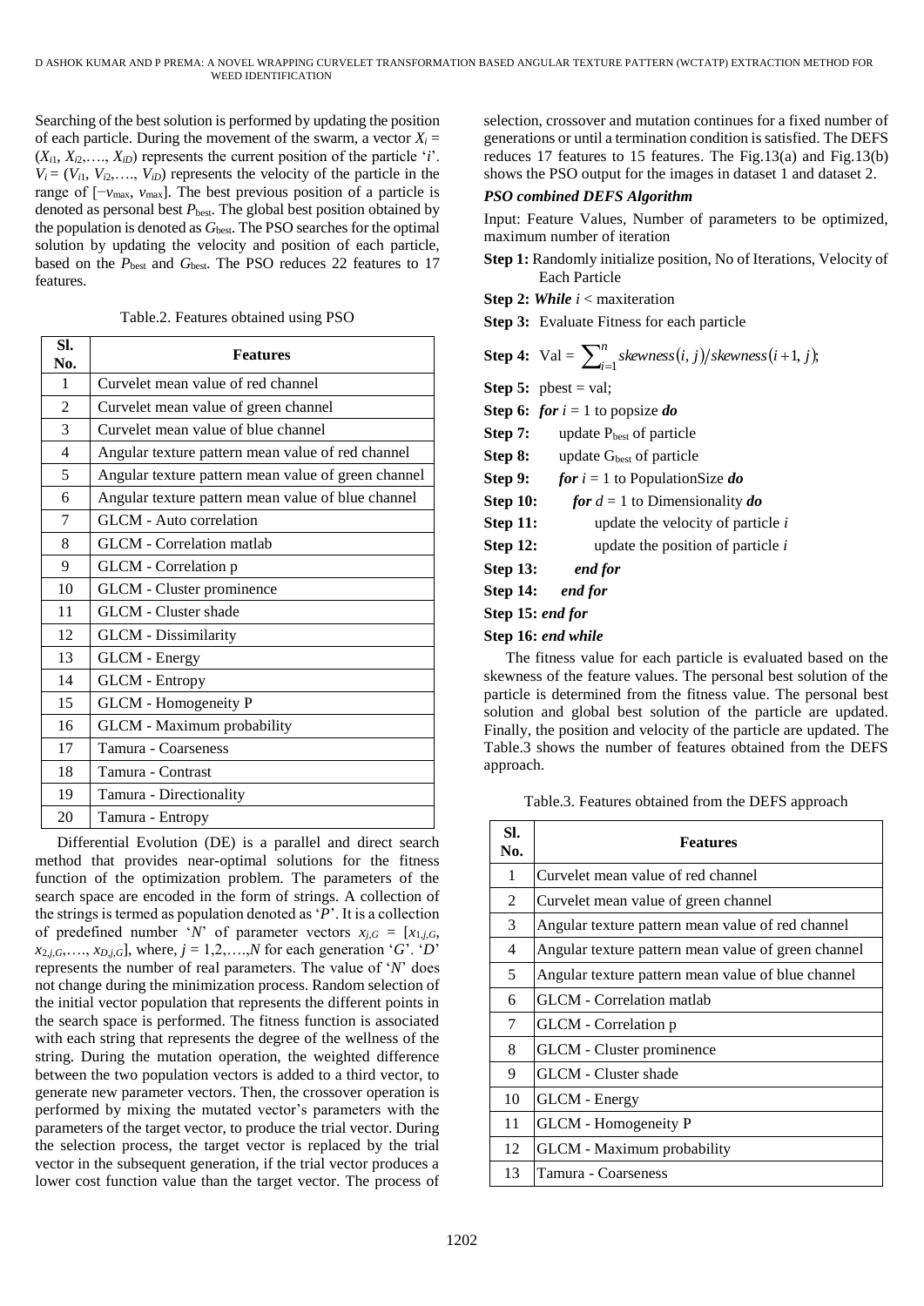Searching of the best solution is performed by updating the position of each particle. During the movement of the swarm, a vector $X_i = (X_{i1}, X_{i2},\ldots, X_{iD})$ represents the current position of the particle '$i$'. $V_i = (V_{i1}, V_{i2},\ldots, V_{iD})$ represents the velocity of the particle in the range of $[-v_{max}, v_{max}]$. The best previous position of a particle is denoted as personal best $P_{best}$. The global best position obtained by the population is denoted as $G_{best}$. The PSO searches for the optimal solution by updating the velocity and position of each particle, based on the $P_{best}$ and $G_{best}$. The PSO reduces 22 features to 17 features.

Table.2. Features obtained using PSO

| Sl. No. | Features |
|---|---|
| 1 | Curvelet mean value of red channel |
| 2 | Curvelet mean value of green channel |
| 3 | Curvelet mean value of blue channel |
| 4 | Angular texture pattern mean value of red channel |
| 5 | Angular texture pattern mean value of green channel |
| 6 | Angular texture pattern mean value of blue channel |
| 7 | GLCM - Auto correlation |
| 8 | GLCM - Correlation matlab |
| 9 | GLCM - Correlation p |
| 10 | GLCM - Cluster prominence |
| 11 | GLCM - Cluster shade |
| 12 | GLCM - Dissimilarity |
| 13 | GLCM - Energy |
| 14 | GLCM - Entropy |
| 15 | GLCM - Homogeneity P |
| 16 | GLCM - Maximum probability |
| 17 | Tamura - Coarseness |
| 18 | Tamura - Contrast |
| 19 | Tamura - Directionality |
| 20 | Tamura - Entropy |

Differential Evolution (DE) is a parallel and direct search method that provides near-optimal solutions for the fitness function of the optimization problem. The parameters of the search space are encoded in the form of strings. A collection of the strings is termed as population denoted as '$P$'. It is a collection of predefined number '$N$' of parameter vectors $x_{j,G} = [x_{1,j,G}, x_{2,j,G},\ldots, x_{D,j,G}]$, where, $j = 1,2,\ldots,N$ for each generation '$G$'. '$D$' represents the number of real parameters. The value of '$N$' does not change during the minimization process. Random selection of the initial vector population that represents the different points in the search space is performed. The fitness function is associated with each string that represents the degree of the wellness of the string. During the mutation operation, the weighted difference between the two population vectors is added to a third vector, to generate new parameter vectors. Then, the crossover operation is performed by mixing the mutated vector's parameters with the parameters of the target vector, to produce the trial vector. During the selection process, the target vector is replaced by the trial vector in the subsequent generation, if the trial vector produces a lower cost function value than the target vector. The process of selection, crossover and mutation continues for a fixed number of generations or until a termination condition is satisfied. The DEFS reduces 17 features to 15 features. The Fig.13(a) and Fig.13(b) shows the PSO output for the images in dataset 1 and dataset 2.

### *PSO combined DEFS Algorithm*

Input: Feature Values, Number of parameters to be optimized, maximum number of iteration

**Step 1:** Randomly initialize position, No of Iterations, Velocity of Each Particle

**Step 2:** ***While*** $i$ < maxiteration

**Step 3:** Evaluate Fitness for each particle

**Step 4:** $\text{Val} = \sum_{i=1}^{n} skewness(i, j)/skewness(i+1, j);$

**Step 5:** pbest = val;

**Step 6:** ***for*** $i$ = 1 to popsize ***do***

**Step 7:** update $P_{best}$ of particle

**Step 8:** update $G_{best}$ of particle

**Step 9:** ***for*** $i$ = 1 to PopulationSize ***do***

**Step 10:** ***for*** $d$ = 1 to Dimensionality ***do***

**Step 11:** update the velocity of particle $i$

**Step 12:** update the position of particle $i$

**Step 13:** ***end for***

**Step 14:** ***end for***

**Step 15:** ***end for***

**Step 16:** ***end while***

The fitness value for each particle is evaluated based on the skewness of the feature values. The personal best solution of the particle is determined from the fitness value. The personal best solution and global best solution of the particle are updated. Finally, the position and velocity of the particle are updated. The Table.3 shows the number of features obtained from the DEFS approach.

Table.3. Features obtained from the DEFS approach

| Sl. No. | Features |
|---|---|
| 1 | Curvelet mean value of red channel |
| 2 | Curvelet mean value of green channel |
| 3 | Angular texture pattern mean value of red channel |
| 4 | Angular texture pattern mean value of green channel |
| 5 | Angular texture pattern mean value of blue channel |
| 6 | GLCM - Correlation matlab |
| 7 | GLCM - Correlation p |
| 8 | GLCM - Cluster prominence |
| 9 | GLCM - Cluster shade |
| 10 | GLCM - Energy |
| 11 | GLCM - Homogeneity P |
| 12 | GLCM - Maximum probability |
| 13 | Tamura - Coarseness |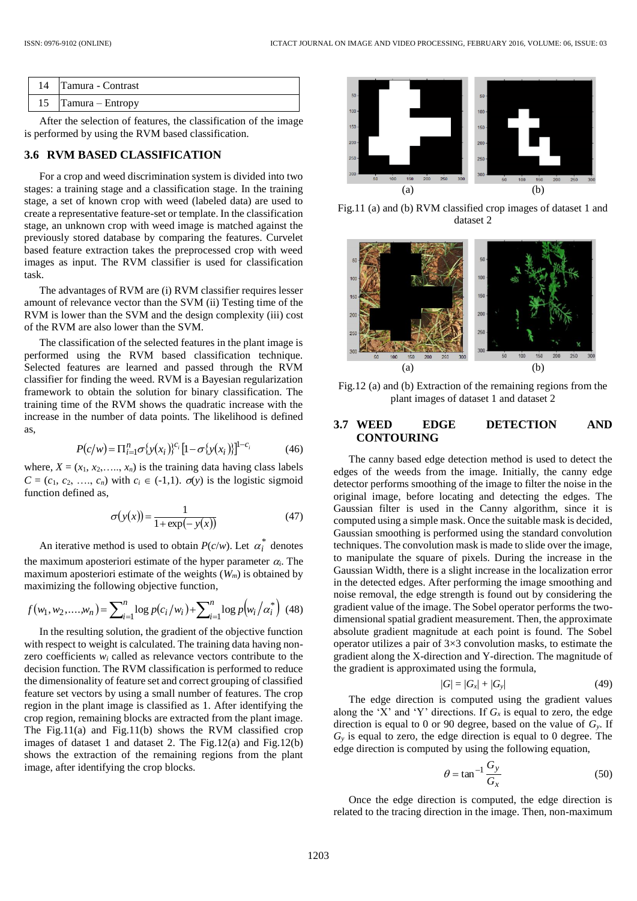| 14 | Tamura - Contrast |
|---|---|
| 15 | Tamura – Entropy |

After the selection of features, the classification of the image is performed by using the RVM based classification.

### 3.6 RVM BASED CLASSIFICATION

For a crop and weed discrimination system is divided into two stages: a training stage and a classification stage. In the training stage, a set of known crop with weed (labeled data) are used to create a representative feature-set or template. In the classification stage, an unknown crop with weed image is matched against the previously stored database by comparing the features. Curvelet based feature extraction takes the preprocessed crop with weed images as input. The RVM classifier is used for classification task.

The advantages of RVM are (i) RVM classifier requires lesser amount of relevance vector than the SVM (ii) Testing time of the RVM is lower than the SVM and the design complexity (iii) cost of the RVM are also lower than the SVM.

The classification of the selected features in the plant image is performed using the RVM based classification technique. Selected features are learned and passed through the RVM classifier for finding the weed. RVM is a Bayesian regularization framework to obtain the solution for binary classification. The training time of the RVM shows the quadratic increase with the increase in the number of data points. The likelihood is defined as,

$$P(c/w) = \Pi_{i=1}^{n} \sigma\{y(x_i)\}^{c_i} [1-\sigma\{y(x_i)\}]^{1-c_i} \tag{46}$$

where, $X = (x_1, x_2, \ldots, x_n)$ is the training data having class labels $C = (c_1, c_2, \ldots, c_n)$ with $c_i \in (-1,1)$. $\sigma(y)$ is the logistic sigmoid function defined as,

$$\sigma(y(x)) = \frac{1}{1+\exp(-y(x))} \tag{47}$$

An iterative method is used to obtain $P(c/w)$. Let $\alpha_i^*$ denotes the maximum aposteriori estimate of the hyper parameter $\alpha_i$. The maximum aposteriori estimate of the weights ($W_m$) is obtained by maximizing the following objective function,

$$f(w_1, w_2, \ldots, w_n) = \sum_{i=1}^{n} \log p(c_i/w_i) + \sum_{i=1}^{n} \log p(w_i/\alpha_i^*) \tag{48}$$

In the resulting solution, the gradient of the objective function with respect to weight is calculated. The training data having non-zero coefficients $w_i$ called as relevance vectors contribute to the decision function. The RVM classification is performed to reduce the dimensionality of feature set and correct grouping of classified feature set vectors by using a small number of features. The crop region in the plant image is classified as 1. After identifying the crop region, remaining blocks are extracted from the plant image. The Fig.11(a) and Fig.11(b) shows the RVM classified crop images of dataset 1 and dataset 2. The Fig.12(a) and Fig.12(b) shows the extraction of the remaining regions from the plant image, after identifying the crop blocks.

(a) (b)

Fig.11 (a) and (b) RVM classified crop images of dataset 1 and dataset 2

(a) (b)

Fig.12 (a) and (b) Extraction of the remaining regions from the plant images of dataset 1 and dataset 2

### 3.7 WEED EDGE DETECTION AND CONTOURING

The canny based edge detection method is used to detect the edges of the weeds from the image. Initially, the canny edge detector performs smoothing of the image to filter the noise in the original image, before locating and detecting the edges. The Gaussian filter is used in the Canny algorithm, since it is computed using a simple mask. Once the suitable mask is decided, Gaussian smoothing is performed using the standard convolution techniques. The convolution mask is made to slide over the image, to manipulate the square of pixels. During the increase in the Gaussian Width, there is a slight increase in the localization error in the detected edges. After performing the image smoothing and noise removal, the edge strength is found out by considering the gradient value of the image. The Sobel operator performs the two-dimensional spatial gradient measurement. Then, the approximate absolute gradient magnitude at each point is found. The Sobel operator utilizes a pair of 3×3 convolution masks, to estimate the gradient along the X-direction and Y-direction. The magnitude of the gradient is approximated using the formula,

$$|G| = |G_x| + |G_y| \tag{49}$$

The edge direction is computed using the gradient values along the 'X' and 'Y' directions. If $G_x$ is equal to zero, the edge direction is equal to 0 or 90 degree, based on the value of $G_y$. If $G_y$ is equal to zero, the edge direction is equal to 0 degree. The edge direction is computed by using the following equation,

$$\theta = \tan^{-1}\frac{G_y}{G_x} \tag{50}$$

Once the edge direction is computed, the edge direction is related to the tracing direction in the image. Then, non-maximum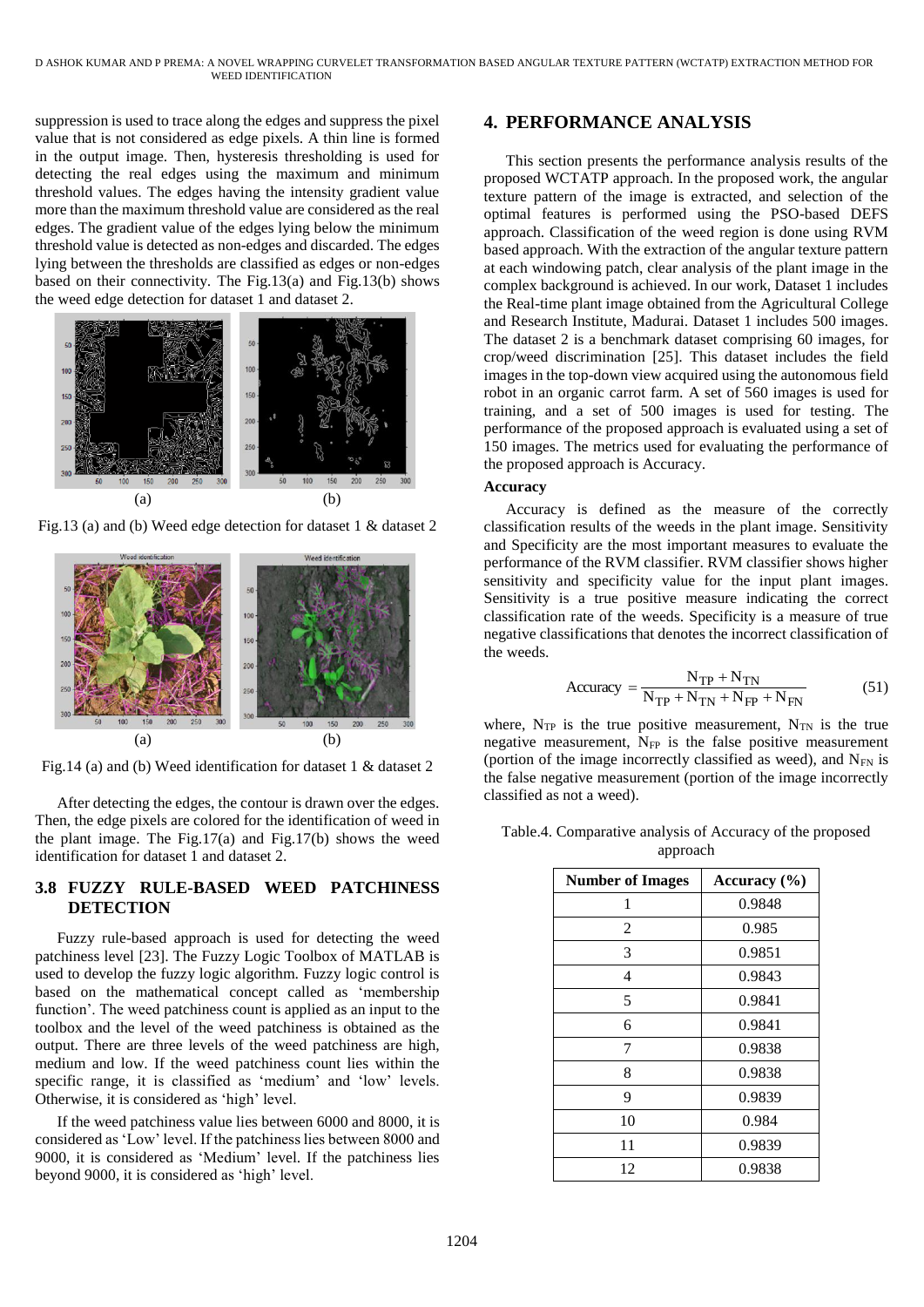suppression is used to trace along the edges and suppress the pixel value that is not considered as edge pixels. A thin line is formed in the output image. Then, hysteresis thresholding is used for detecting the real edges using the maximum and minimum threshold values. The edges having the intensity gradient value more than the maximum threshold value are considered as the real edges. The gradient value of the edges lying below the minimum threshold value is detected as non-edges and discarded. The edges lying between the thresholds are classified as edges or non-edges based on their connectivity. The Fig.13(a) and Fig.13(b) shows the weed edge detection for dataset 1 and dataset 2.

Fig.13 (a) and (b) Weed edge detection for dataset 1 & dataset 2

Fig.14 (a) and (b) Weed identification for dataset 1 & dataset 2

After detecting the edges, the contour is drawn over the edges. Then, the edge pixels are colored for the identification of weed in the plant image. The Fig.17(a) and Fig.17(b) shows the weed identification for dataset 1 and dataset 2.

### 3.8 FUZZY RULE-BASED WEED PATCHINESS DETECTION

Fuzzy rule-based approach is used for detecting the weed patchiness level [23]. The Fuzzy Logic Toolbox of MATLAB is used to develop the fuzzy logic algorithm. Fuzzy logic control is based on the mathematical concept called as 'membership function'. The weed patchiness count is applied as an input to the toolbox and the level of the weed patchiness is obtained as the output. There are three levels of the weed patchiness are high, medium and low. If the weed patchiness count lies within the specific range, it is classified as 'medium' and 'low' levels. Otherwise, it is considered as 'high' level.

If the weed patchiness value lies between 6000 and 8000, it is considered as 'Low' level. If the patchiness lies between 8000 and 9000, it is considered as 'Medium' level. If the patchiness lies beyond 9000, it is considered as 'high' level.

## 4. PERFORMANCE ANALYSIS

This section presents the performance analysis results of the proposed WCTATP approach. In the proposed work, the angular texture pattern of the image is extracted, and selection of the optimal features is performed using the PSO-based DEFS approach. Classification of the weed region is done using RVM based approach. With the extraction of the angular texture pattern at each windowing patch, clear analysis of the plant image in the complex background is achieved. In our work, Dataset 1 includes the Real-time plant image obtained from the Agricultural College and Research Institute, Madurai. Dataset 1 includes 500 images. The dataset 2 is a benchmark dataset comprising 60 images, for crop/weed discrimination [25]. This dataset includes the field images in the top-down view acquired using the autonomous field robot in an organic carrot farm. A set of 560 images is used for training, and a set of 500 images is used for testing. The performance of the proposed approach is evaluated using a set of 150 images. The metrics used for evaluating the performance of the proposed approach is Accuracy.

#### Accuracy

Accuracy is defined as the measure of the correctly classification results of the weeds in the plant image. Sensitivity and Specificity are the most important measures to evaluate the performance of the RVM classifier. RVM classifier shows higher sensitivity and specificity value for the input plant images. Sensitivity is a true positive measure indicating the correct classification rate of the weeds. Specificity is a measure of true negative classifications that denotes the incorrect classification of the weeds.

$$\text{Accuracy} = \frac{N_{TP} + N_{TN}}{N_{TP} + N_{TN} + N_{FP} + N_{FN}} \tag{51}$$

where, $N_{TP}$ is the true positive measurement, $N_{TN}$ is the true negative measurement, $N_{FP}$ is the false positive measurement (portion of the image incorrectly classified as weed), and $N_{FN}$ is the false negative measurement (portion of the image incorrectly classified as not a weed).

Table.4. Comparative analysis of Accuracy of the proposed approach

| Number of Images | Accuracy (%) |
|---|---|
| 1 | 0.9848 |
| 2 | 0.985 |
| 3 | 0.9851 |
| 4 | 0.9843 |
| 5 | 0.9841 |
| 6 | 0.9841 |
| 7 | 0.9838 |
| 8 | 0.9838 |
| 9 | 0.9839 |
| 10 | 0.984 |
| 11 | 0.9839 |
| 12 | 0.9838 |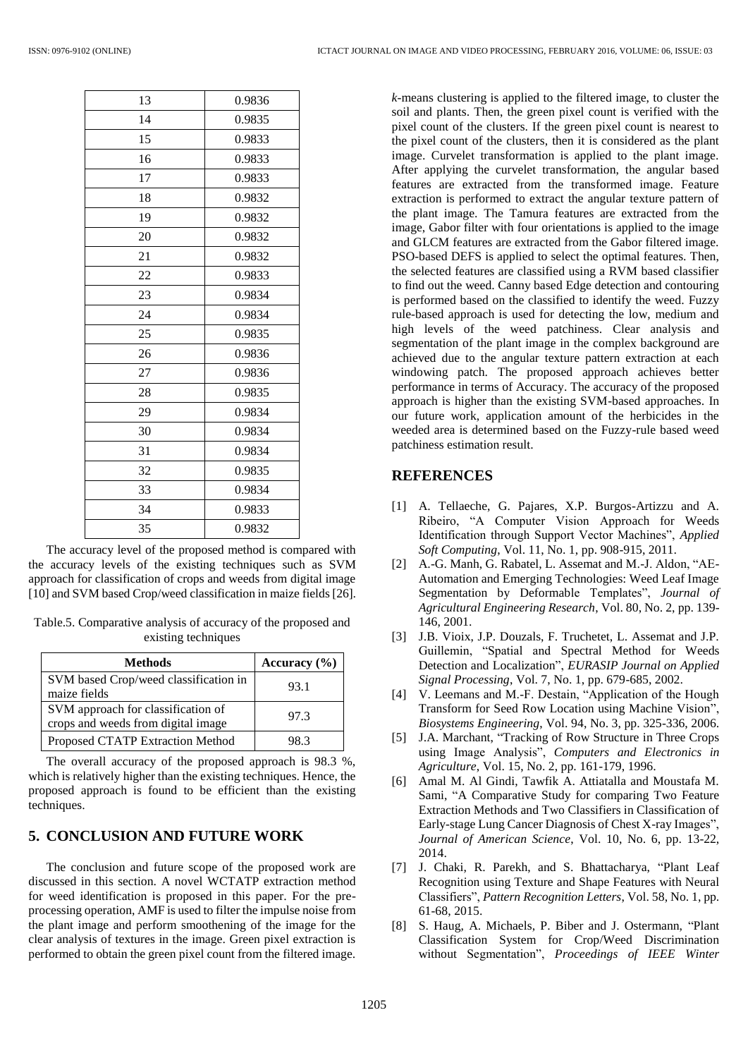| 13 | 0.9836 |
|---|---|
| 14 | 0.9835 |
| 15 | 0.9833 |
| 16 | 0.9833 |
| 17 | 0.9833 |
| 18 | 0.9832 |
| 19 | 0.9832 |
| 20 | 0.9832 |
| 21 | 0.9832 |
| 22 | 0.9833 |
| 23 | 0.9834 |
| 24 | 0.9834 |
| 25 | 0.9835 |
| 26 | 0.9836 |
| 27 | 0.9836 |
| 28 | 0.9835 |
| 29 | 0.9834 |
| 30 | 0.9834 |
| 31 | 0.9834 |
| 32 | 0.9835 |
| 33 | 0.9834 |
| 34 | 0.9833 |
| 35 | 0.9832 |

The accuracy level of the proposed method is compared with the accuracy levels of the existing techniques such as SVM approach for classification of crops and weeds from digital image [10] and SVM based Crop/weed classification in maize fields [26].

Table.5. Comparative analysis of accuracy of the proposed and existing techniques

| Methods | Accuracy (%) |
|---|---|
| SVM based Crop/weed classification in maize fields | 93.1 |
| SVM approach for classification of crops and weeds from digital image | 97.3 |
| Proposed CTATP Extraction Method | 98.3 |

The overall accuracy of the proposed approach is 98.3 %, which is relatively higher than the existing techniques. Hence, the proposed approach is found to be efficient than the existing techniques.

## 5. CONCLUSION AND FUTURE WORK

The conclusion and future scope of the proposed work are discussed in this section. A novel WCTATP extraction method for weed identification is proposed in this paper. For the pre-processing operation, AMF is used to filter the impulse noise from the plant image and perform smoothening of the image for the clear analysis of textures in the image. Green pixel extraction is performed to obtain the green pixel count from the filtered image. *k*-means clustering is applied to the filtered image, to cluster the soil and plants. Then, the green pixel count is verified with the pixel count of the clusters. If the green pixel count is nearest to the pixel count of the clusters, then it is considered as the plant image. Curvelet transformation is applied to the plant image. After applying the curvelet transformation, the angular based features are extracted from the transformed image. Feature extraction is performed to extract the angular texture pattern of the plant image. The Tamura features are extracted from the image, Gabor filter with four orientations is applied to the image and GLCM features are extracted from the Gabor filtered image. PSO-based DEFS is applied to select the optimal features. Then, the selected features are classified using a RVM based classifier to find out the weed. Canny based Edge detection and contouring is performed based on the classified to identify the weed. Fuzzy rule-based approach is used for detecting the low, medium and high levels of the weed patchiness. Clear analysis and segmentation of the plant image in the complex background are achieved due to the angular texture pattern extraction at each windowing patch. The proposed approach achieves better performance in terms of Accuracy. The accuracy of the proposed approach is higher than the existing SVM-based approaches. In our future work, application amount of the herbicides in the weeded area is determined based on the Fuzzy-rule based weed patchiness estimation result.

## REFERENCES

[1] A. Tellaeche, G. Pajares, X.P. Burgos-Artizzu and A. Ribeiro, "A Computer Vision Approach for Weeds Identification through Support Vector Machines", *Applied Soft Computing*, Vol. 11, No. 1, pp. 908-915, 2011.

[2] A.-G. Manh, G. Rabatel, L. Assemat and M.-J. Aldon, "AE-Automation and Emerging Technologies: Weed Leaf Image Segmentation by Deformable Templates", *Journal of Agricultural Engineering Research*, Vol. 80, No. 2, pp. 139-146, 2001.

[3] J.B. Vioix, J.P. Douzals, F. Truchetet, L. Assemat and J.P. Guillemin, "Spatial and Spectral Method for Weeds Detection and Localization", *EURASIP Journal on Applied Signal Processing*, Vol. 7, No. 1, pp. 679-685, 2002.

[4] V. Leemans and M.-F. Destain, "Application of the Hough Transform for Seed Row Location using Machine Vision", *Biosystems Engineering*, Vol. 94, No. 3, pp. 325-336, 2006.

[5] J.A. Marchant, "Tracking of Row Structure in Three Crops using Image Analysis", *Computers and Electronics in Agriculture*, Vol. 15, No. 2, pp. 161-179, 1996.

[6] Amal M. Al Gindi, Tawfik A. Attiatalla and Moustafa M. Sami, "A Comparative Study for comparing Two Feature Extraction Methods and Two Classifiers in Classification of Early-stage Lung Cancer Diagnosis of Chest X-ray Images", *Journal of American Science*, Vol. 10, No. 6, pp. 13-22, 2014.

[7] J. Chaki, R. Parekh, and S. Bhattacharya, "Plant Leaf Recognition using Texture and Shape Features with Neural Classifiers", *Pattern Recognition Letters*, Vol. 58, No. 1, pp. 61-68, 2015.

[8] S. Haug, A. Michaels, P. Biber and J. Ostermann, "Plant Classification System for Crop/Weed Discrimination without Segmentation", *Proceedings of IEEE Winter*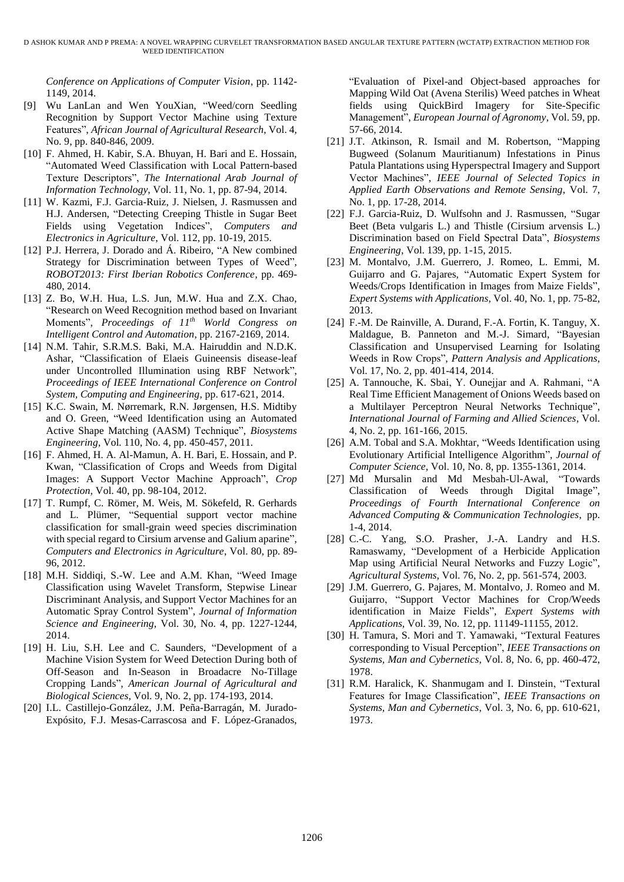*Conference on Applications of Computer Vision*, pp. 1142-1149, 2014.

[9] Wu LanLan and Wen YouXian, "Weed/corn Seedling Recognition by Support Vector Machine using Texture Features", *African Journal of Agricultural Research*, Vol. 4, No. 9, pp. 840-846, 2009.

[10] F. Ahmed, H. Kabir, S.A. Bhuyan, H. Bari and E. Hossain, "Automated Weed Classification with Local Pattern-based Texture Descriptors", *The International Arab Journal of Information Technology*, Vol. 11, No. 1, pp. 87-94, 2014.

[11] W. Kazmi, F.J. Garcia-Ruiz, J. Nielsen, J. Rasmussen and H.J. Andersen, "Detecting Creeping Thistle in Sugar Beet Fields using Vegetation Indices", *Computers and Electronics in Agriculture*, Vol. 112, pp. 10-19, 2015.

[12] P.J. Herrera, J. Dorado and Á. Ribeiro, "A New combined Strategy for Discrimination between Types of Weed", *ROBOT2013: First Iberian Robotics Conference*, pp. 469-480, 2014.

[13] Z. Bo, W.H. Hua, L.S. Jun, M.W. Hua and Z.X. Chao, "Research on Weed Recognition method based on Invariant Moments", *Proceedings of 11th World Congress on Intelligent Control and Automation*, pp. 2167-2169, 2014.

[14] N.M. Tahir, S.R.M.S. Baki, M.A. Hairuddin and N.D.K. Ashar, "Classification of Elaeis Guineensis disease-leaf under Uncontrolled Illumination using RBF Network", *Proceedings of IEEE International Conference on Control System, Computing and Engineering*, pp. 617-621, 2014.

[15] K.C. Swain, M. Nørremark, R.N. Jørgensen, H.S. Midtiby and O. Green, "Weed Identification using an Automated Active Shape Matching (AASM) Technique", *Biosystems Engineering*, Vol. 110, No. 4, pp. 450-457, 2011.

[16] F. Ahmed, H. A. Al-Mamun, A. H. Bari, E. Hossain, and P. Kwan, "Classification of Crops and Weeds from Digital Images: A Support Vector Machine Approach", *Crop Protection*, Vol. 40, pp. 98-104, 2012.

[17] T. Rumpf, C. Römer, M. Weis, M. Sökefeld, R. Gerhards and L. Plümer, "Sequential support vector machine classification for small-grain weed species discrimination with special regard to Cirsium arvense and Galium aparine", *Computers and Electronics in Agriculture*, Vol. 80, pp. 89-96, 2012.

[18] M.H. Siddiqi, S.-W. Lee and A.M. Khan, "Weed Image Classification using Wavelet Transform, Stepwise Linear Discriminant Analysis, and Support Vector Machines for an Automatic Spray Control System", *Journal of Information Science and Engineering*, Vol. 30, No. 4, pp. 1227-1244, 2014.

[19] H. Liu, S.H. Lee and C. Saunders, "Development of a Machine Vision System for Weed Detection During both of Off-Season and In-Season in Broadacre No-Tillage Cropping Lands", *American Journal of Agricultural and Biological Sciences*, Vol. 9, No. 2, pp. 174-193, 2014.

[20] I.L. Castillejo-González, J.M. Peña-Barragán, M. Jurado-Expósito, F.J. Mesas-Carrascosa and F. López-Granados, "Evaluation of Pixel-and Object-based approaches for Mapping Wild Oat (Avena Sterilis) Weed patches in Wheat fields using QuickBird Imagery for Site-Specific Management", *European Journal of Agronomy*, Vol. 59, pp. 57-66, 2014.

[21] J.T. Atkinson, R. Ismail and M. Robertson, "Mapping Bugweed (Solanum Mauritianum) Infestations in Pinus Patula Plantations using Hyperspectral Imagery and Support Vector Machines", *IEEE Journal of Selected Topics in Applied Earth Observations and Remote Sensing*, Vol. 7, No. 1, pp. 17-28, 2014.

[22] F.J. Garcia-Ruiz, D. Wulfsohn and J. Rasmussen, "Sugar Beet (Beta vulgaris L.) and Thistle (Cirsium arvensis L.) Discrimination based on Field Spectral Data", *Biosystems Engineering*, Vol. 139, pp. 1-15, 2015.

[23] M. Montalvo, J.M. Guerrero, J. Romeo, L. Emmi, M. Guijarro and G. Pajares, "Automatic Expert System for Weeds/Crops Identification in Images from Maize Fields", *Expert Systems with Applications*, Vol. 40, No. 1, pp. 75-82, 2013.

[24] F.-M. De Rainville, A. Durand, F.-A. Fortin, K. Tanguy, X. Maldague, B. Panneton and M.-J. Simard, "Bayesian Classification and Unsupervised Learning for Isolating Weeds in Row Crops", *Pattern Analysis and Applications*, Vol. 17, No. 2, pp. 401-414, 2014.

[25] A. Tannouche, K. Sbai, Y. Ounejjar and A. Rahmani, "A Real Time Efficient Management of Onions Weeds based on a Multilayer Perceptron Neural Networks Technique", *International Journal of Farming and Allied Sciences*, Vol. 4, No. 2, pp. 161-166, 2015.

[26] A.M. Tobal and S.A. Mokhtar, "Weeds Identification using Evolutionary Artificial Intelligence Algorithm", *Journal of Computer Science*, Vol. 10, No. 8, pp. 1355-1361, 2014.

[27] Md Mursalin and Md Mesbah-Ul-Awal, "Towards Classification of Weeds through Digital Image", *Proceedings of Fourth International Conference on Advanced Computing & Communication Technologies*, pp. 1-4, 2014.

[28] C.-C. Yang, S.O. Prasher, J.-A. Landry and H.S. Ramaswamy, "Development of a Herbicide Application Map using Artificial Neural Networks and Fuzzy Logic", *Agricultural Systems*, Vol. 76, No. 2, pp. 561-574, 2003.

[29] J.M. Guerrero, G. Pajares, M. Montalvo, J. Romeo and M. Guijarro, "Support Vector Machines for Crop/Weeds identification in Maize Fields", *Expert Systems with Applications*, Vol. 39, No. 12, pp. 11149-11155, 2012.

[30] H. Tamura, S. Mori and T. Yamawaki, "Textural Features corresponding to Visual Perception", *IEEE Transactions on Systems, Man and Cybernetics*, Vol. 8, No. 6, pp. 460-472, 1978.

[31] R.M. Haralick, K. Shanmugam and I. Dinstein, "Textural Features for Image Classification", *IEEE Transactions on Systems, Man and Cybernetics*, Vol. 3, No. 6, pp. 610-621, 1973.